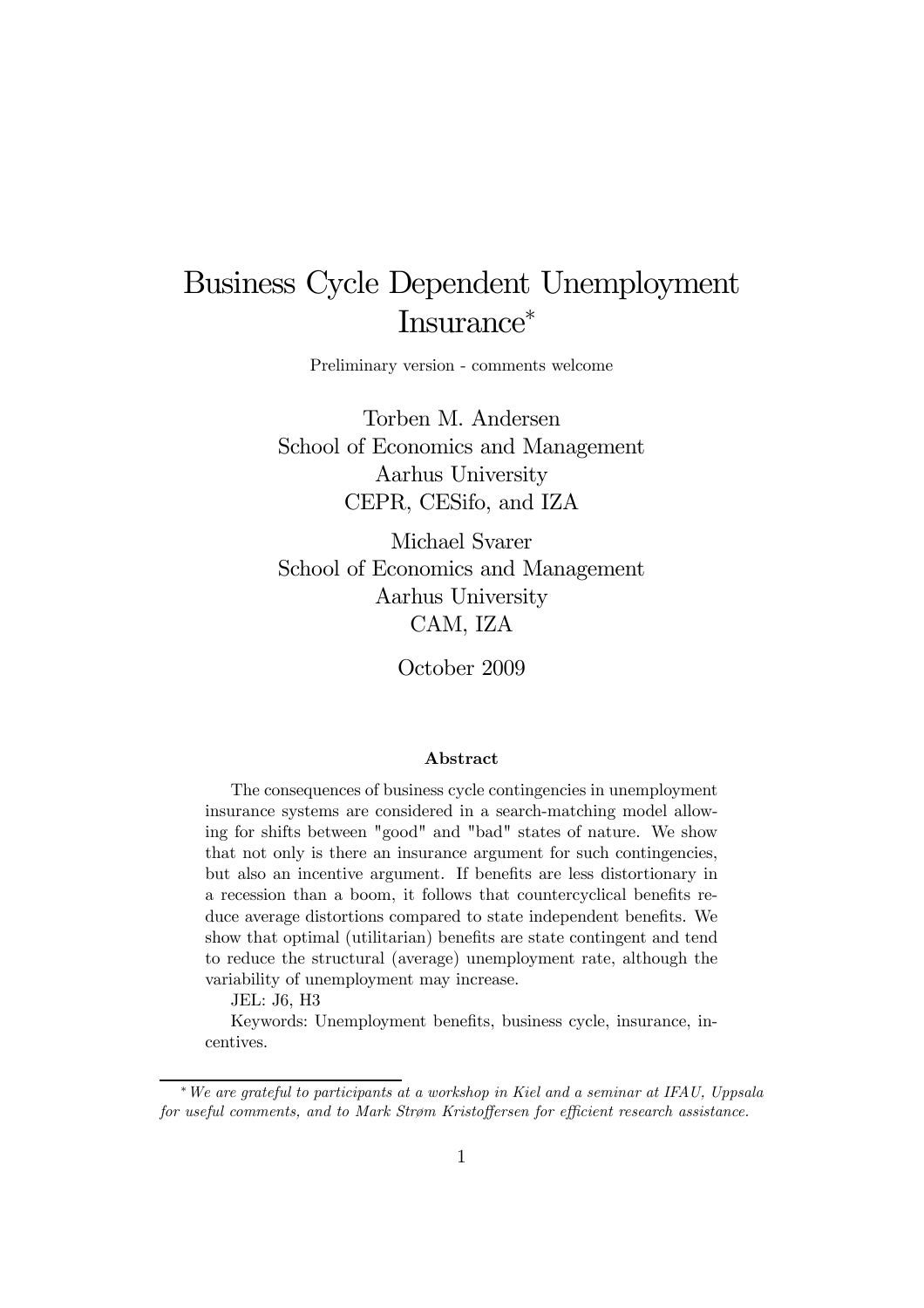# Business Cycle Dependent Unemployment Insurance*

Preliminary version - comments welcome

Torben M. Andersen
School of Economics and Management
Aarhus University
CEPR, CESifo, and IZA

Michael Svarer
School of Economics and Management
Aarhus University
CAM, IZA

October 2009

### Abstract

The consequences of business cycle contingencies in unemployment insurance systems are considered in a search-matching model allowing for shifts between "good" and "bad" states of nature. We show that not only is there an insurance argument for such contingencies, but also an incentive argument. If benefits are less distortionary in a recession than a boom, it follows that countercyclical benefits reduce average distortions compared to state independent benefits. We show that optimal (utilitarian) benefits are state contingent and tend to reduce the structural (average) unemployment rate, although the variability of unemployment may increase.

JEL: J6, H3

Keywords: Unemployment benefits, business cycle, insurance, incentives.

---

* *We are grateful to participants at a workshop in Kiel and a seminar at IFAU, Uppsala for useful comments, and to Mark Strøm Kristoffersen for efficient research assistance.*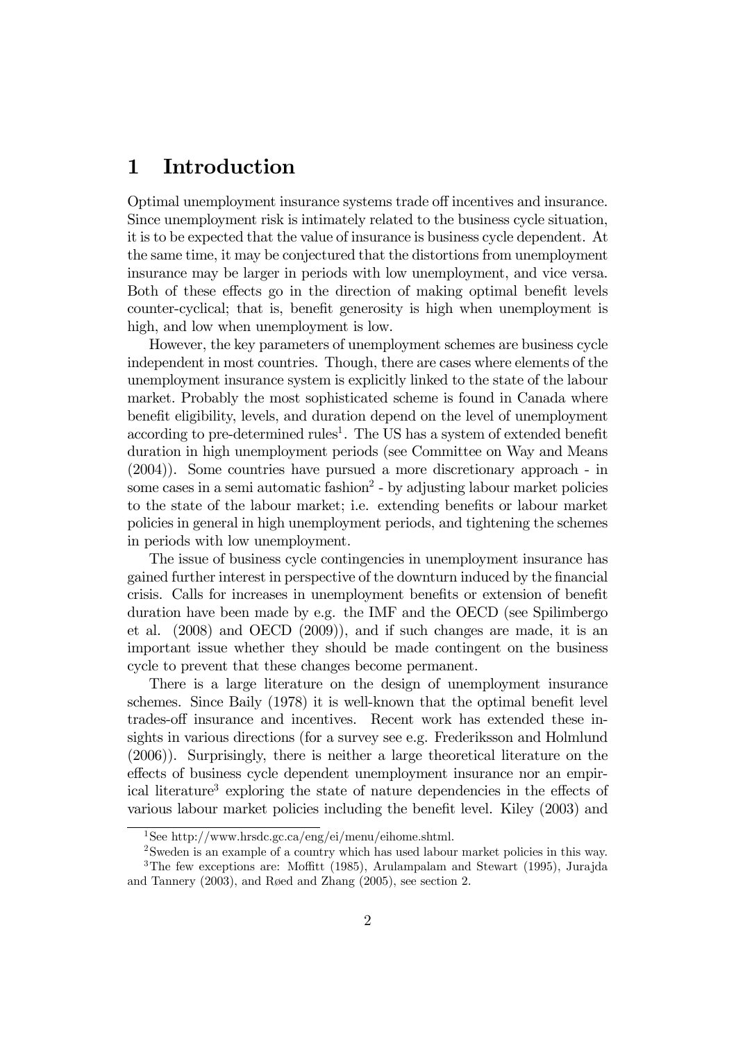# 1 Introduction

Optimal unemployment insurance systems trade off incentives and insurance. Since unemployment risk is intimately related to the business cycle situation, it is to be expected that the value of insurance is business cycle dependent. At the same time, it may be conjectured that the distortions from unemployment insurance may be larger in periods with low unemployment, and vice versa. Both of these effects go in the direction of making optimal benefit levels counter-cyclical; that is, benefit generosity is high when unemployment is high, and low when unemployment is low.

However, the key parameters of unemployment schemes are business cycle independent in most countries. Though, there are cases where elements of the unemployment insurance system is explicitly linked to the state of the labour market. Probably the most sophisticated scheme is found in Canada where benefit eligibility, levels, and duration depend on the level of unemployment according to pre-determined rules[1]. The US has a system of extended benefit duration in high unemployment periods (see Committee on Way and Means (2004)). Some countries have pursued a more discretionary approach - in some cases in a semi automatic fashion[2] - by adjusting labour market policies to the state of the labour market; i.e. extending benefits or labour market policies in general in high unemployment periods, and tightening the schemes in periods with low unemployment.

The issue of business cycle contingencies in unemployment insurance has gained further interest in perspective of the downturn induced by the financial crisis. Calls for increases in unemployment benefits or extension of benefit duration have been made by e.g. the IMF and the OECD (see Spilimbergo et al. (2008) and OECD (2009)), and if such changes are made, it is an important issue whether they should be made contingent on the business cycle to prevent that these changes become permanent.

There is a large literature on the design of unemployment insurance schemes. Since Baily (1978) it is well-known that the optimal benefit level trades-off insurance and incentives. Recent work has extended these insights in various directions (for a survey see e.g. Frederiksson and Holmlund (2006)). Surprisingly, there is neither a large theoretical literature on the effects of business cycle dependent unemployment insurance nor an empirical literature[3] exploring the state of nature dependencies in the effects of various labour market policies including the benefit level. Kiley (2003) and

[1] See http://www.hrsdc.gc.ca/eng/ei/menu/eihome.shtml.

[2] Sweden is an example of a country which has used labour market policies in this way.

[3] The few exceptions are: Moffitt (1985), Arulampalam and Stewart (1995), Jurajda and Tannery (2003), and Røed and Zhang (2005), see section 2.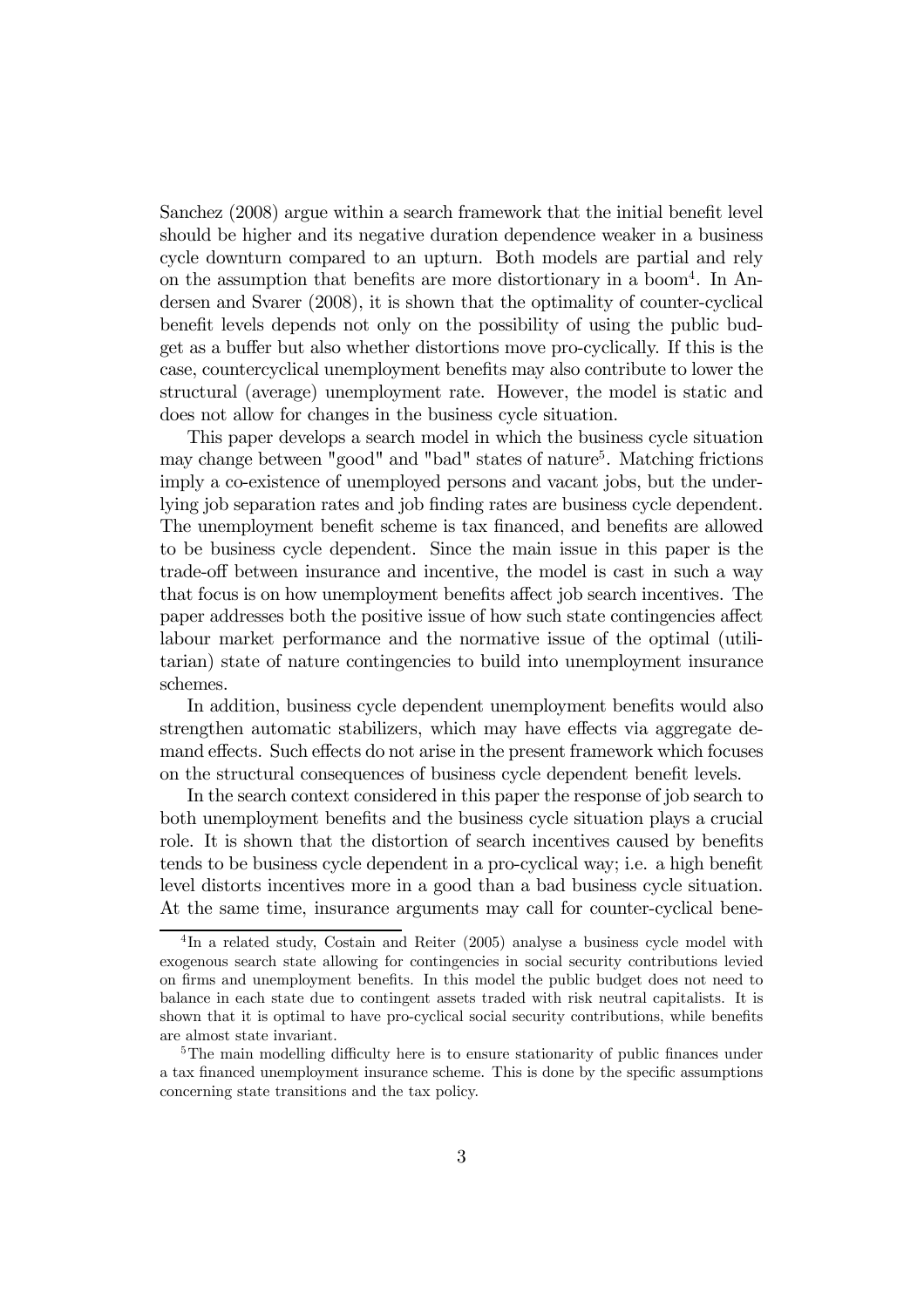Sanchez (2008) argue within a search framework that the initial benefit level should be higher and its negative duration dependence weaker in a business cycle downturn compared to an upturn. Both models are partial and rely on the assumption that benefits are more distortionary in a boom[4]. In Andersen and Svarer (2008), it is shown that the optimality of counter-cyclical benefit levels depends not only on the possibility of using the public budget as a buffer but also whether distortions move pro-cyclically. If this is the case, countercyclical unemployment benefits may also contribute to lower the structural (average) unemployment rate. However, the model is static and does not allow for changes in the business cycle situation.

This paper develops a search model in which the business cycle situation may change between "good" and "bad" states of nature[5]. Matching frictions imply a co-existence of unemployed persons and vacant jobs, but the underlying job separation rates and job finding rates are business cycle dependent. The unemployment benefit scheme is tax financed, and benefits are allowed to be business cycle dependent. Since the main issue in this paper is the trade-off between insurance and incentive, the model is cast in such a way that focus is on how unemployment benefits affect job search incentives. The paper addresses both the positive issue of how such state contingencies affect labour market performance and the normative issue of the optimal (utilitarian) state of nature contingencies to build into unemployment insurance schemes.

In addition, business cycle dependent unemployment benefits would also strengthen automatic stabilizers, which may have effects via aggregate demand effects. Such effects do not arise in the present framework which focuses on the structural consequences of business cycle dependent benefit levels.

In the search context considered in this paper the response of job search to both unemployment benefits and the business cycle situation plays a crucial role. It is shown that the distortion of search incentives caused by benefits tends to be business cycle dependent in a pro-cyclical way; i.e. a high benefit level distorts incentives more in a good than a bad business cycle situation. At the same time, insurance arguments may call for counter-cyclical bene-

[4]In a related study, Costain and Reiter (2005) analyse a business cycle model with exogenous search state allowing for contingencies in social security contributions levied on firms and unemployment benefits. In this model the public budget does not need to balance in each state due to contingent assets traded with risk neutral capitalists. It is shown that it is optimal to have pro-cyclical social security contributions, while benefits are almost state invariant.

[5]The main modelling difficulty here is to ensure stationarity of public finances under a tax financed unemployment insurance scheme. This is done by the specific assumptions concerning state transitions and the tax policy.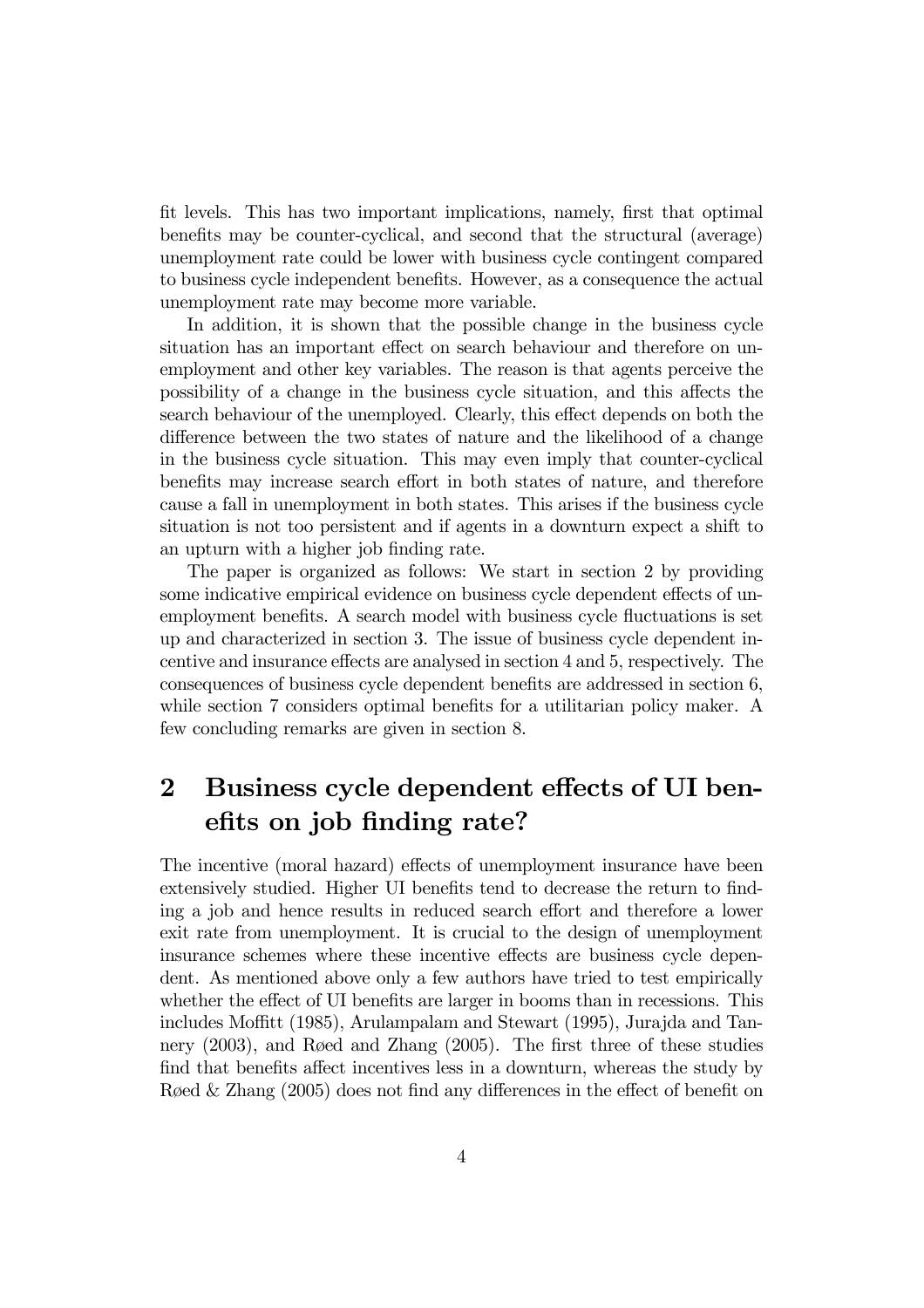fit levels. This has two important implications, namely, first that optimal benefits may be counter-cyclical, and second that the structural (average) unemployment rate could be lower with business cycle contingent compared to business cycle independent benefits. However, as a consequence the actual unemployment rate may become more variable.

In addition, it is shown that the possible change in the business cycle situation has an important effect on search behaviour and therefore on unemployment and other key variables. The reason is that agents perceive the possibility of a change in the business cycle situation, and this affects the search behaviour of the unemployed. Clearly, this effect depends on both the difference between the two states of nature and the likelihood of a change in the business cycle situation. This may even imply that counter-cyclical benefits may increase search effort in both states of nature, and therefore cause a fall in unemployment in both states. This arises if the business cycle situation is not too persistent and if agents in a downturn expect a shift to an upturn with a higher job finding rate.

The paper is organized as follows: We start in section 2 by providing some indicative empirical evidence on business cycle dependent effects of unemployment benefits. A search model with business cycle fluctuations is set up and characterized in section 3. The issue of business cycle dependent incentive and insurance effects are analysed in section 4 and 5, respectively. The consequences of business cycle dependent benefits are addressed in section 6, while section 7 considers optimal benefits for a utilitarian policy maker. A few concluding remarks are given in section 8.

## 2 Business cycle dependent effects of UI benefits on job finding rate?

The incentive (moral hazard) effects of unemployment insurance have been extensively studied. Higher UI benefits tend to decrease the return to finding a job and hence results in reduced search effort and therefore a lower exit rate from unemployment. It is crucial to the design of unemployment insurance schemes where these incentive effects are business cycle dependent. As mentioned above only a few authors have tried to test empirically whether the effect of UI benefits are larger in booms than in recessions. This includes Moffitt (1985), Arulampalam and Stewart (1995), Jurajda and Tannery (2003), and Røed and Zhang (2005). The first three of these studies find that benefits affect incentives less in a downturn, whereas the study by Røed & Zhang (2005) does not find any differences in the effect of benefit on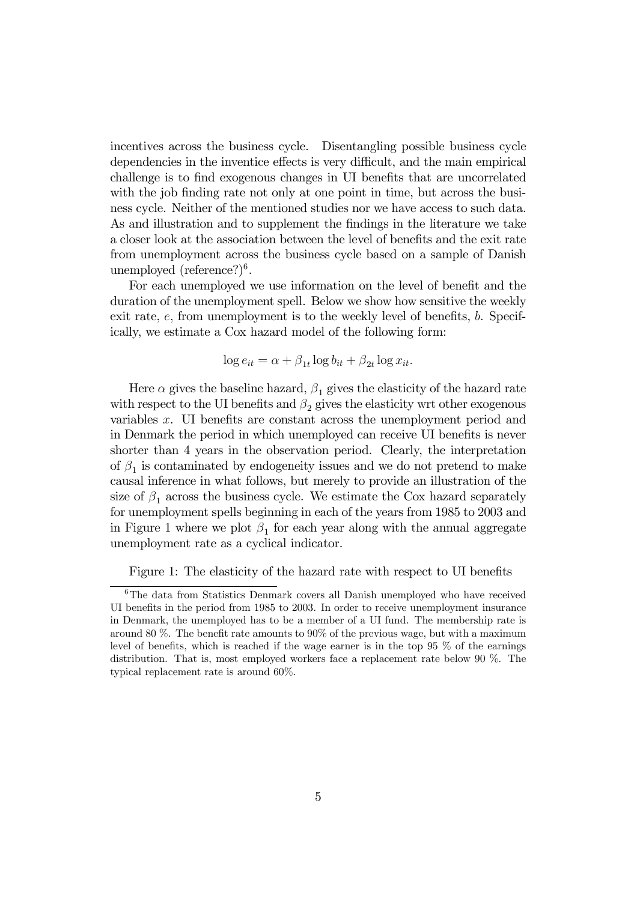incentives across the business cycle. Disentangling possible business cycle dependencies in the inventice effects is very difficult, and the main empirical challenge is to find exogenous changes in UI benefits that are uncorrelated with the job finding rate not only at one point in time, but across the business cycle. Neither of the mentioned studies nor we have access to such data. As and illustration and to supplement the findings in the literature we take a closer look at the association between the level of benefits and the exit rate from unemployment across the business cycle based on a sample of Danish unemployed (reference?)[6].

For each unemployed we use information on the level of benefit and the duration of the unemployment spell. Below we show how sensitive the weekly exit rate, $e$, from unemployment is to the weekly level of benefits, $b$. Specifically, we estimate a Cox hazard model of the following form:

$$\log e_{it} = \alpha + \beta_{1t} \log b_{it} + \beta_{2t} \log x_{it}.$$

Here $\alpha$ gives the baseline hazard, $\beta_1$ gives the elasticity of the hazard rate with respect to the UI benefits and $\beta_2$ gives the elasticity wrt other exogenous variables $x$. UI benefits are constant across the unemployment period and in Denmark the period in which unemployed can receive UI benefits is never shorter than 4 years in the observation period. Clearly, the interpretation of $\beta_1$ is contaminated by endogeneity issues and we do not pretend to make causal inference in what follows, but merely to provide an illustration of the size of $\beta_1$ across the business cycle. We estimate the Cox hazard separately for unemployment spells beginning in each of the years from 1985 to 2003 and in Figure 1 where we plot $\beta_1$ for each year along with the annual aggregate unemployment rate as a cyclical indicator.

Figure 1: The elasticity of the hazard rate with respect to UI benefits

[6] The data from Statistics Denmark covers all Danish unemployed who have received UI benefits in the period from 1985 to 2003. In order to receive unemployment insurance in Denmark, the unemployed has to be a member of a UI fund. The membership rate is around 80 %. The benefit rate amounts to 90% of the previous wage, but with a maximum level of benefits, which is reached if the wage earner is in the top 95 % of the earnings distribution. That is, most employed workers face a replacement rate below 90 %. The typical replacement rate is around 60%.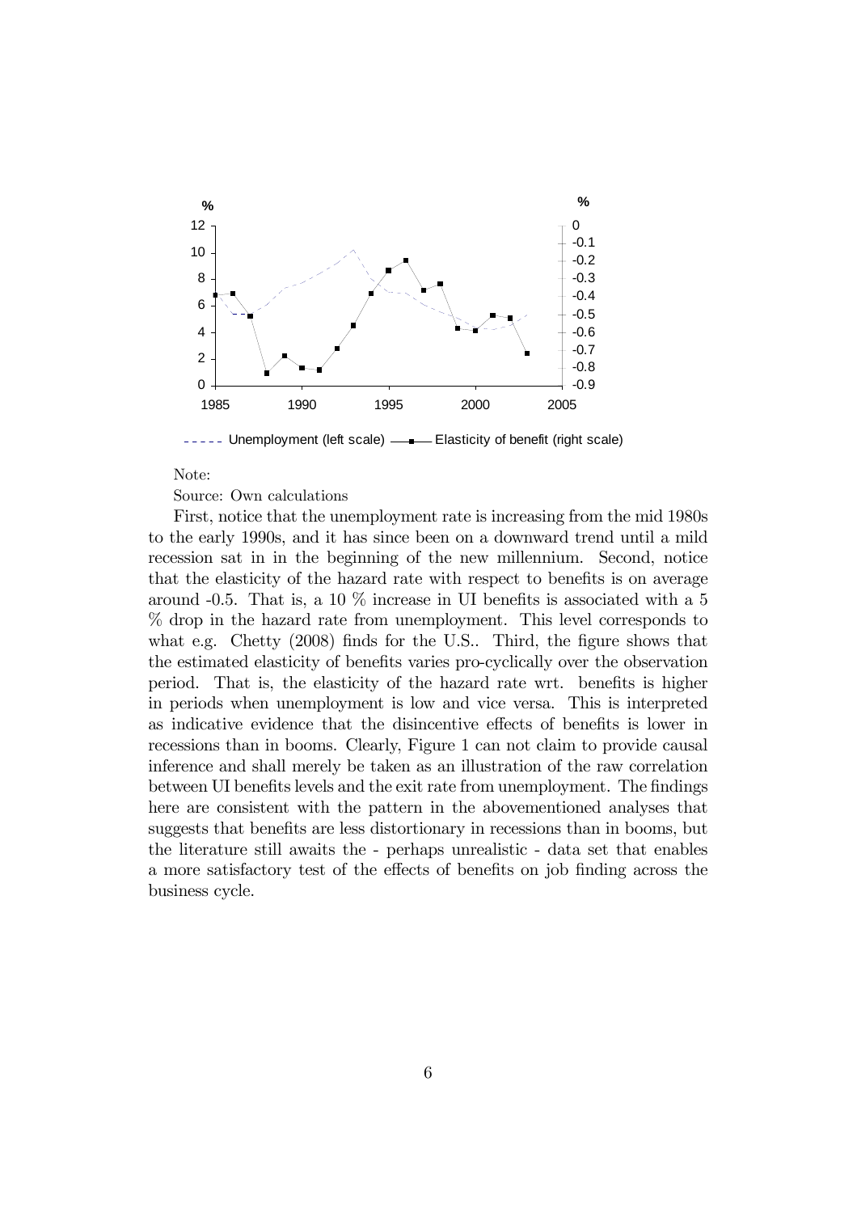Note:

Source: Own calculations

First, notice that the unemployment rate is increasing from the mid 1980s to the early 1990s, and it has since been on a downward trend until a mild recession sat in in the beginning of the new millennium. Second, notice that the elasticity of the hazard rate with respect to benefits is on average around -0.5. That is, a 10 % increase in UI benefits is associated with a 5 % drop in the hazard rate from unemployment. This level corresponds to what e.g. Chetty (2008) finds for the U.S.. Third, the figure shows that the estimated elasticity of benefits varies pro-cyclically over the observation period. That is, the elasticity of the hazard rate wrt. benefits is higher in periods when unemployment is low and vice versa. This is interpreted as indicative evidence that the disincentive effects of benefits is lower in recessions than in booms. Clearly, Figure 1 can not claim to provide causal inference and shall merely be taken as an illustration of the raw correlation between UI benefits levels and the exit rate from unemployment. The findings here are consistent with the pattern in the abovementioned analyses that suggests that benefits are less distortionary in recessions than in booms, but the literature still awaits the - perhaps unrealistic - data set that enables a more satisfactory test of the effects of benefits on job finding across the business cycle.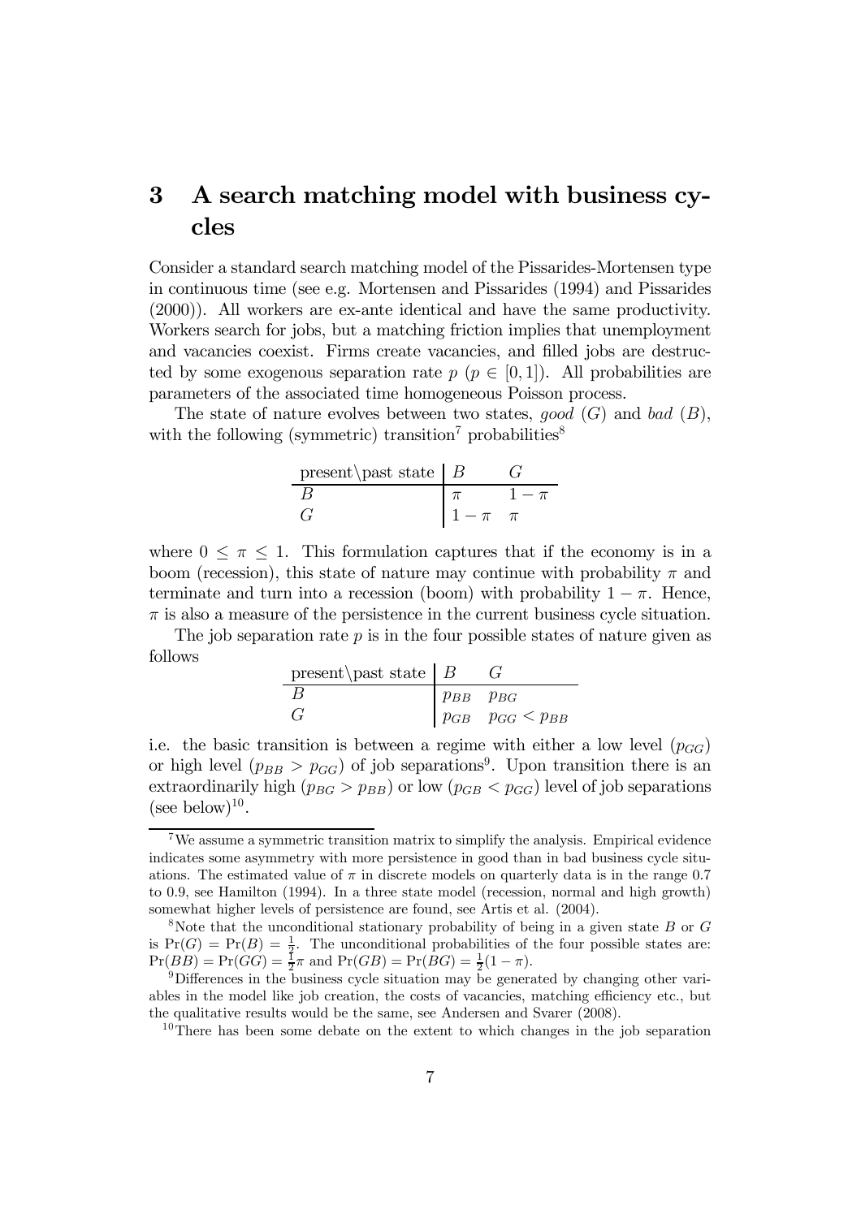# 3 A search matching model with business cycles

Consider a standard search matching model of the Pissarides-Mortensen type in continuous time (see e.g. Mortensen and Pissarides (1994) and Pissarides (2000)). All workers are ex-ante identical and have the same productivity. Workers search for jobs, but a matching friction implies that unemployment and vacancies coexist. Firms create vacancies, and filled jobs are destructed by some exogenous separation rate $p$ ($p \in [0, 1]$). All probabilities are parameters of the associated time homogeneous Poisson process.

The state of nature evolves between two states, *good* ($G$) and *bad* ($B$), with the following (symmetric) transition[7] probabilities[8]

| present\past state | $B$ | $G$ |
|---|---|---|
| $B$ | $\pi$ | $1-\pi$ |
| $G$ | $1-\pi$ | $\pi$ |

where $0 \leq \pi \leq 1$. This formulation captures that if the economy is in a boom (recession), this state of nature may continue with probability $\pi$ and terminate and turn into a recession (boom) with probability $1-\pi$. Hence, $\pi$ is also a measure of the persistence in the current business cycle situation.

The job separation rate $p$ is in the four possible states of nature given as follows

| present\past state | $B$ | $G$ |
|---|---|---|
| $B$ | $p_{BB}$ | $p_{BG}$ |
| $G$ | $p_{GB}$ | $p_{GG} < p_{BB}$ |

i.e. the basic transition is between a regime with either a low level ($p_{GG}$) or high level ($p_{BB} > p_{GG}$) of job separations[9]. Upon transition there is an extraordinarily high ($p_{BG} > p_{BB}$) or low ($p_{GB} < p_{GG}$) level of job separations (see below)[10].

---

[7] We assume a symmetric transition matrix to simplify the analysis. Empirical evidence indicates some asymmetry with more persistence in good than in bad business cycle situations. The estimated value of $\pi$ in discrete models on quarterly data is in the range 0.7 to 0.9, see Hamilton (1994). In a three state model (recession, normal and high growth) somewhat higher levels of persistence are found, see Artis et al. (2004).

[8] Note that the unconditional stationary probability of being in a given state $B$ or $G$ is $\Pr(G) = \Pr(B) = \frac{1}{2}$. The unconditional probabilities of the four possible states are: $\Pr(BB) = \Pr(GG) = \frac{1}{2}\pi$ and $\Pr(GB) = \Pr(BG) = \frac{1}{2}(1-\pi)$.

[9] Differences in the business cycle situation may be generated by changing other variables in the model like job creation, the costs of vacancies, matching efficiency etc., but the qualitative results would be the same, see Andersen and Svarer (2008).

[10] There has been some debate on the extent to which changes in the job separation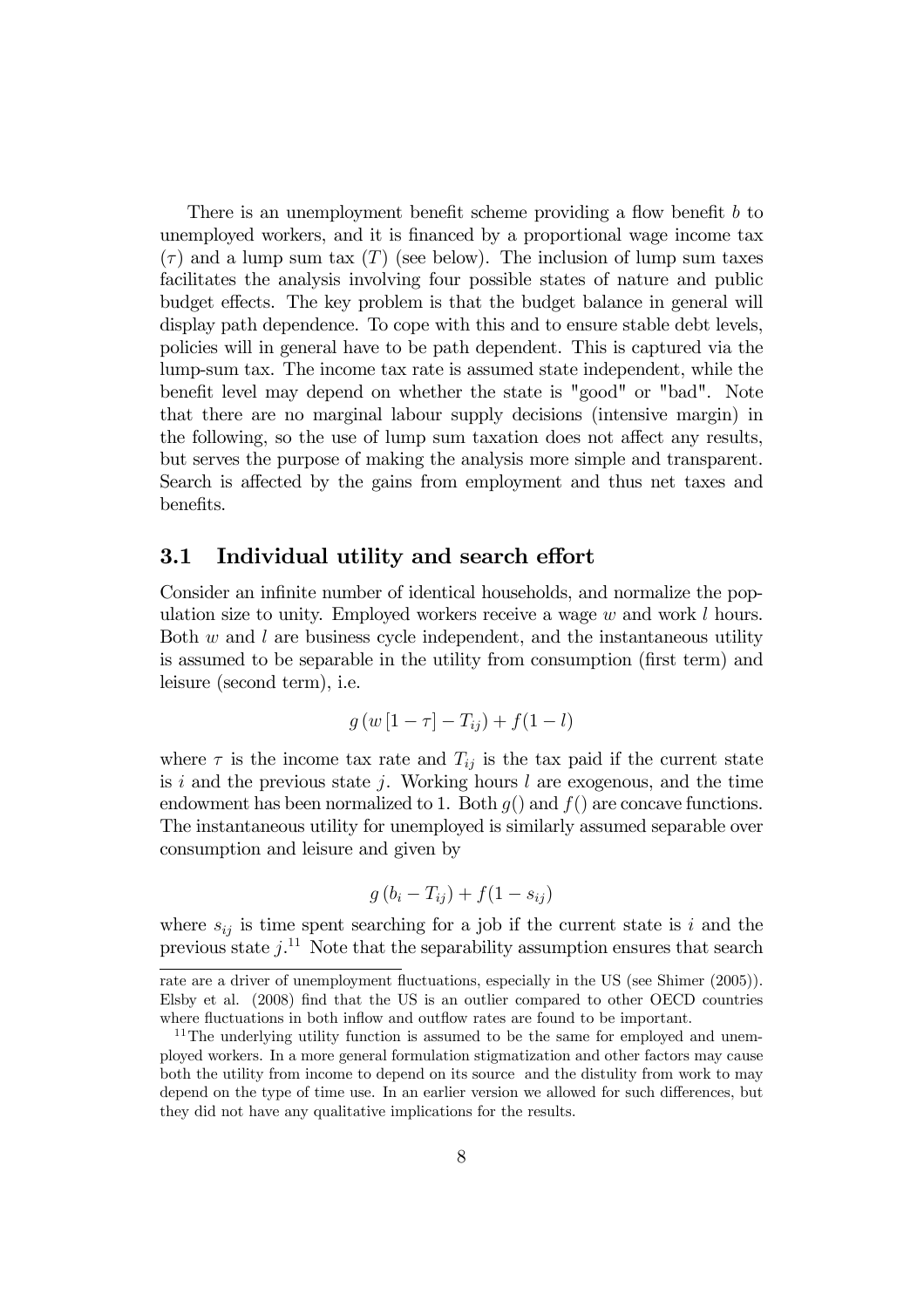There is an unemployment benefit scheme providing a flow benefit $b$ to unemployed workers, and it is financed by a proportional wage income tax ($\tau$) and a lump sum tax ($T$) (see below). The inclusion of lump sum taxes facilitates the analysis involving four possible states of nature and public budget effects. The key problem is that the budget balance in general will display path dependence. To cope with this and to ensure stable debt levels, policies will in general have to be path dependent. This is captured via the lump-sum tax. The income tax rate is assumed state independent, while the benefit level may depend on whether the state is "good" or "bad". Note that there are no marginal labour supply decisions (intensive margin) in the following, so the use of lump sum taxation does not affect any results, but serves the purpose of making the analysis more simple and transparent. Search is affected by the gains from employment and thus net taxes and benefits.

### 3.1 Individual utility and search effort

Consider an infinite number of identical households, and normalize the population size to unity. Employed workers receive a wage $w$ and work $l$ hours. Both $w$ and $l$ are business cycle independent, and the instantaneous utility is assumed to be separable in the utility from consumption (first term) and leisure (second term), i.e.

$$g\left(w\left[1-\tau\right]-T_{ij}\right)+f(1-l)$$

where $\tau$ is the income tax rate and $T_{ij}$ is the tax paid if the current state is $i$ and the previous state $j$. Working hours $l$ are exogenous, and the time endowment has been normalized to 1. Both $g()$ and $f()$ are concave functions. The instantaneous utility for unemployed is similarly assumed separable over consumption and leisure and given by

$$g\left(b_i-T_{ij}\right)+f(1-s_{ij})$$

where $s_{ij}$ is time spent searching for a job if the current state is $i$ and the previous state $j$.[11] Note that the separability assumption ensures that search

rate are a driver of unemployment fluctuations, especially in the US (see Shimer (2005)). Elsby et al. (2008) find that the US is an outlier compared to other OECD countries where fluctuations in both inflow and outflow rates are found to be important.

[11] The underlying utility function is assumed to be the same for employed and unemployed workers. In a more general formulation stigmatization and other factors may cause both the utility from income to depend on its source and the distulity from work to may depend on the type of time use. In an earlier version we allowed for such differences, but they did not have any qualitative implications for the results.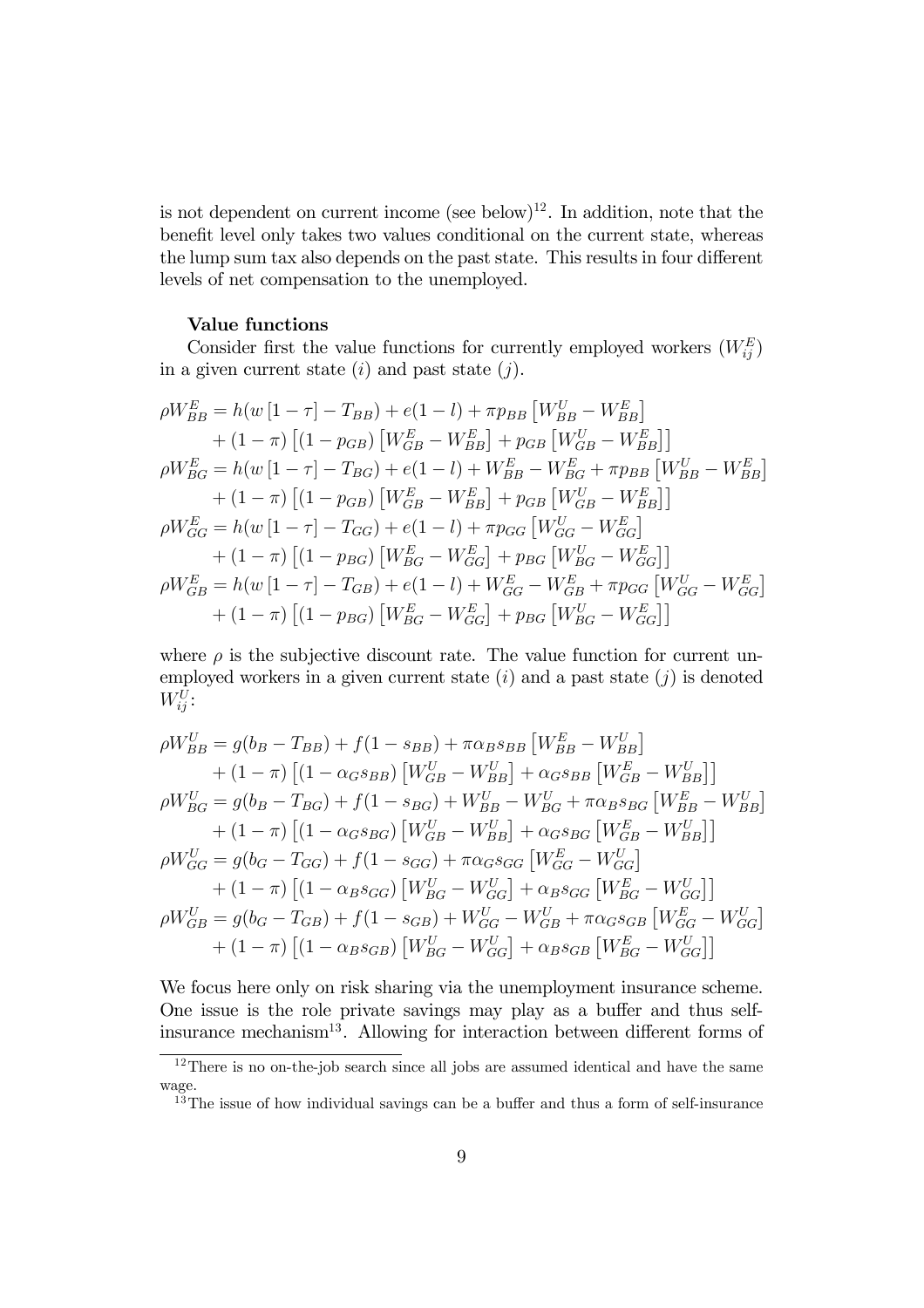is not dependent on current income (see below)[12]. In addition, note that the benefit level only takes two values conditional on the current state, whereas the lump sum tax also depends on the past state. This results in four different levels of net compensation to the unemployed.

**Value functions**

Consider first the value functions for currently employed workers ($W_{ij}^E$) in a given current state ($i$) and past state ($j$).

$$
\begin{aligned}
\rho W_{BB}^E &= h(w\left[1-\tau\right] - T_{BB}) + e(1-l) + \pi p_{BB}\left[W_{BB}^U - W_{BB}^E\right] \\
&\quad + (1-\pi)\left[(1-p_{GB})\left[W_{GB}^E - W_{BB}^E\right] + p_{GB}\left[W_{GB}^U - W_{BB}^E\right]\right] \\
\rho W_{BG}^E &= h(w\left[1-\tau\right] - T_{BG}) + e(1-l) + W_{BB}^E - W_{BG}^E + \pi p_{BB}\left[W_{BB}^U - W_{BB}^E\right] \\
&\quad + (1-\pi)\left[(1-p_{GB})\left[W_{GB}^E - W_{BB}^E\right] + p_{GB}\left[W_{GB}^U - W_{BB}^E\right]\right] \\
\rho W_{GG}^E &= h(w\left[1-\tau\right] - T_{GG}) + e(1-l) + \pi p_{GG}\left[W_{GG}^U - W_{GG}^E\right] \\
&\quad + (1-\pi)\left[(1-p_{BG})\left[W_{BG}^E - W_{GG}^E\right] + p_{BG}\left[W_{BG}^U - W_{GG}^E\right]\right] \\
\rho W_{GB}^E &= h(w\left[1-\tau\right] - T_{GB}) + e(1-l) + W_{GG}^E - W_{GB}^E + \pi p_{GG}\left[W_{GG}^U - W_{GG}^E\right] \\
&\quad + (1-\pi)\left[(1-p_{BG})\left[W_{BG}^E - W_{GG}^E\right] + p_{BG}\left[W_{BG}^U - W_{GG}^E\right]\right]
\end{aligned}
$$

where $\rho$ is the subjective discount rate. The value function for current unemployed workers in a given current state ($i$) and a past state ($j$) is denoted $W_{ij}^U$:

$$
\begin{aligned}
\rho W_{BB}^U &= g(b_B - T_{BB}) + f(1-s_{BB}) + \pi\alpha_B s_{BB}\left[W_{BB}^E - W_{BB}^U\right] \\
&\quad + (1-\pi)\left[(1-\alpha_G s_{BB})\left[W_{GB}^U - W_{BB}^U\right] + \alpha_G s_{BB}\left[W_{GB}^E - W_{BB}^U\right]\right] \\
\rho W_{BG}^U &= g(b_B - T_{BG}) + f(1-s_{BG}) + W_{BB}^U - W_{BG}^U + \pi\alpha_B s_{BG}\left[W_{BB}^E - W_{BB}^U\right] \\
&\quad + (1-\pi)\left[(1-\alpha_G s_{BG})\left[W_{GB}^U - W_{BB}^U\right] + \alpha_G s_{BG}\left[W_{GB}^E - W_{BB}^U\right]\right] \\
\rho W_{GG}^U &= g(b_G - T_{GG}) + f(1-s_{GG}) + \pi\alpha_G s_{GG}\left[W_{GG}^E - W_{GG}^U\right] \\
&\quad + (1-\pi)\left[(1-\alpha_B s_{GG})\left[W_{BG}^U - W_{GG}^U\right] + \alpha_B s_{GG}\left[W_{BG}^E - W_{GG}^U\right]\right] \\
\rho W_{GB}^U &= g(b_G - T_{GB}) + f(1-s_{GB}) + W_{GG}^U - W_{GB}^U + \pi\alpha_G s_{GB}\left[W_{GG}^E - W_{GG}^U\right] \\
&\quad + (1-\pi)\left[(1-\alpha_B s_{GB})\left[W_{BG}^U - W_{GG}^U\right] + \alpha_B s_{GB}\left[W_{BG}^E - W_{GG}^U\right]\right]
\end{aligned}
$$

We focus here only on risk sharing via the unemployment insurance scheme. One issue is the role private savings may play as a buffer and thus self-insurance mechanism[13]. Allowing for interaction between different forms of

---

[12] There is no on-the-job search since all jobs are assumed identical and have the same wage.

[13] The issue of how individual savings can be a buffer and thus a form of self-insurance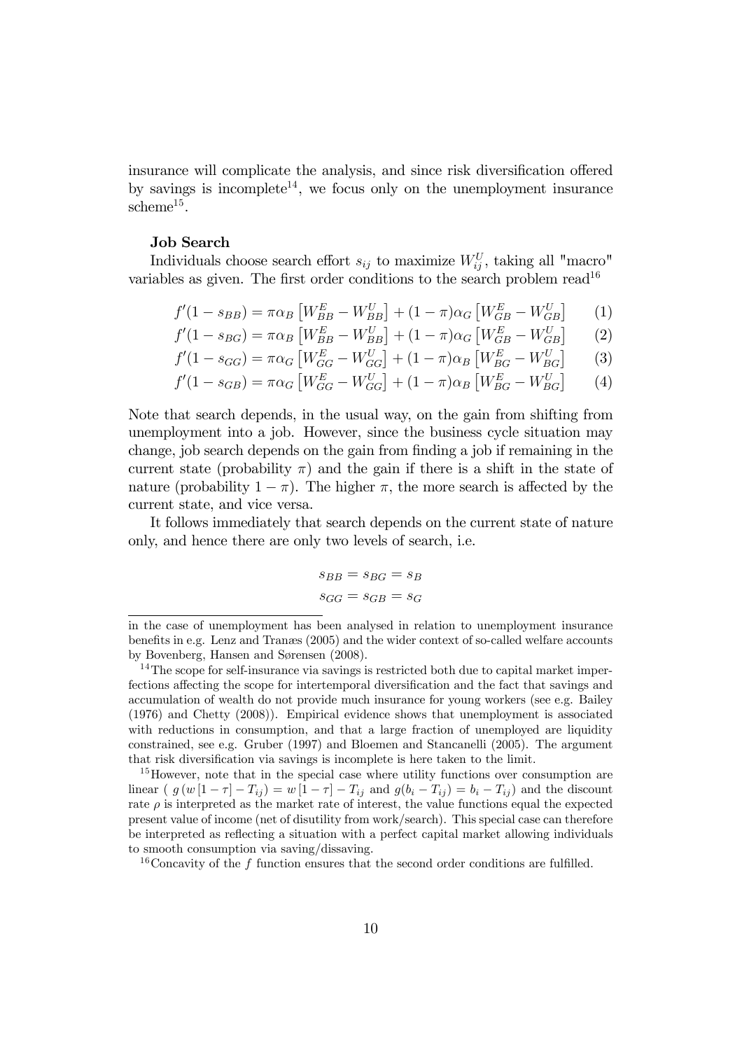insurance will complicate the analysis, and since risk diversification offered by savings is incomplete[14], we focus only on the unemployment insurance scheme[15].

**Job Search**

Individuals choose search effort $s_{ij}$ to maximize $W_{ij}^U$, taking all "macro" variables as given. The first order conditions to the search problem read[16]

$$f'(1 - s_{BB}) = \pi\alpha_B \left[W_{BB}^E - W_{BB}^U\right] + (1-\pi)\alpha_G \left[W_{GB}^E - W_{GB}^U\right] \quad (1)$$

$$f'(1 - s_{BG}) = \pi\alpha_B \left[W_{BB}^E - W_{BB}^U\right] + (1-\pi)\alpha_G \left[W_{GB}^E - W_{GB}^U\right] \quad (2)$$

$$f'(1 - s_{GG}) = \pi\alpha_G \left[W_{GG}^E - W_{GG}^U\right] + (1-\pi)\alpha_B \left[W_{BG}^E - W_{BG}^U\right] \quad (3)$$

$$f'(1 - s_{GB}) = \pi\alpha_G \left[W_{GG}^E - W_{GG}^U\right] + (1-\pi)\alpha_B \left[W_{BG}^E - W_{BG}^U\right] \quad (4)$$

Note that search depends, in the usual way, on the gain from shifting from unemployment into a job. However, since the business cycle situation may change, job search depends on the gain from finding a job if remaining in the current state (probability $\pi$) and the gain if there is a shift in the state of nature (probability $1-\pi$). The higher $\pi$, the more search is affected by the current state, and vice versa.

It follows immediately that search depends on the current state of nature only, and hence there are only two levels of search, i.e.

$$s_{BB} = s_{BG} = s_B$$
$$s_{GG} = s_{GB} = s_G$$

in the case of unemployment has been analysed in relation to unemployment insurance benefits in e.g. Lenz and Tranæs (2005) and the wider context of so-called welfare accounts by Bovenberg, Hansen and Sørensen (2008).

[14] The scope for self-insurance via savings is restricted both due to capital market imperfections affecting the scope for intertemporal diversification and the fact that savings and accumulation of wealth do not provide much insurance for young workers (see e.g. Bailey (1976) and Chetty (2008)). Empirical evidence shows that unemployment is associated with reductions in consumption, and that a large fraction of unemployed are liquidity constrained, see e.g. Gruber (1997) and Bloemen and Stancanelli (2005). The argument that risk diversification via savings is incomplete is here taken to the limit.

[15] However, note that in the special case where utility functions over consumption are linear ( $g\left(w\left[1-\tau\right]-T_{ij}\right) = w\left[1-\tau\right] - T_{ij}$ and $g(b_i - T_{ij}) = b_i - T_{ij}$) and the discount rate $\rho$ is interpreted as the market rate of interest, the value functions equal the expected present value of income (net of disutility from work/search). This special case can therefore be interpreted as reflecting a situation with a perfect capital market allowing individuals to smooth consumption via saving/dissaving.

[16] Concavity of the $f$ function ensures that the second order conditions are fulfilled.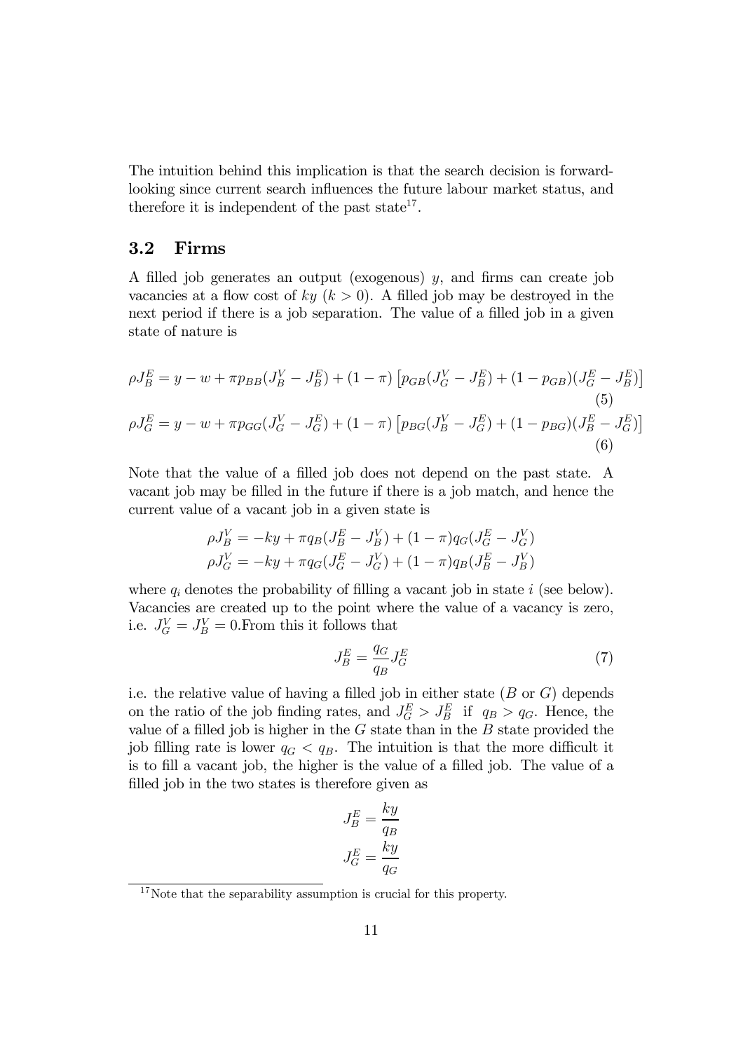The intuition behind this implication is that the search decision is forward-looking since current search influences the future labour market status, and therefore it is independent of the past state[17].

## 3.2 Firms

A filled job generates an output (exogenous) $y$, and firms can create job vacancies at a flow cost of $ky$ ($k > 0$). A filled job may be destroyed in the next period if there is a job separation. The value of a filled job in a given state of nature is

$$\rho J_B^E = y - w + \pi p_{BB}(J_B^V - J_B^E) + (1-\pi)\left[p_{GB}(J_G^V - J_B^E) + (1-p_{GB})(J_G^E - J_B^E)\right] \tag{5}$$

$$\rho J_G^E = y - w + \pi p_{GG}(J_G^V - J_G^E) + (1-\pi)\left[p_{BG}(J_B^V - J_G^E) + (1-p_{BG})(J_B^E - J_G^E)\right] \tag{6}$$

Note that the value of a filled job does not depend on the past state. A vacant job may be filled in the future if there is a job match, and hence the current value of a vacant job in a given state is

$$\rho J_B^V = -ky + \pi q_B(J_B^E - J_B^V) + (1-\pi)q_G(J_G^E - J_G^V)$$
$$\rho J_G^V = -ky + \pi q_G(J_G^E - J_G^V) + (1-\pi)q_B(J_B^E - J_B^V)$$

where $q_i$ denotes the probability of filling a vacant job in state $i$ (see below). Vacancies are created up to the point where the value of a vacancy is zero, i.e. $J_G^V = J_B^V = 0$.From this it follows that

$$J_B^E = \frac{q_G}{q_B} J_G^E \tag{7}$$

i.e. the relative value of having a filled job in either state ($B$ or $G$) depends on the ratio of the job finding rates, and $J_G^E > J_B^E$ if $q_B > q_G$. Hence, the value of a filled job is higher in the $G$ state than in the $B$ state provided the job filling rate is lower $q_G < q_B$. The intuition is that the more difficult it is to fill a vacant job, the higher is the value of a filled job. The value of a filled job in the two states is therefore given as

$$J_B^E = \frac{ky}{q_B}$$
$$J_G^E = \frac{ky}{q_G}$$

[17] Note that the separability assumption is crucial for this property.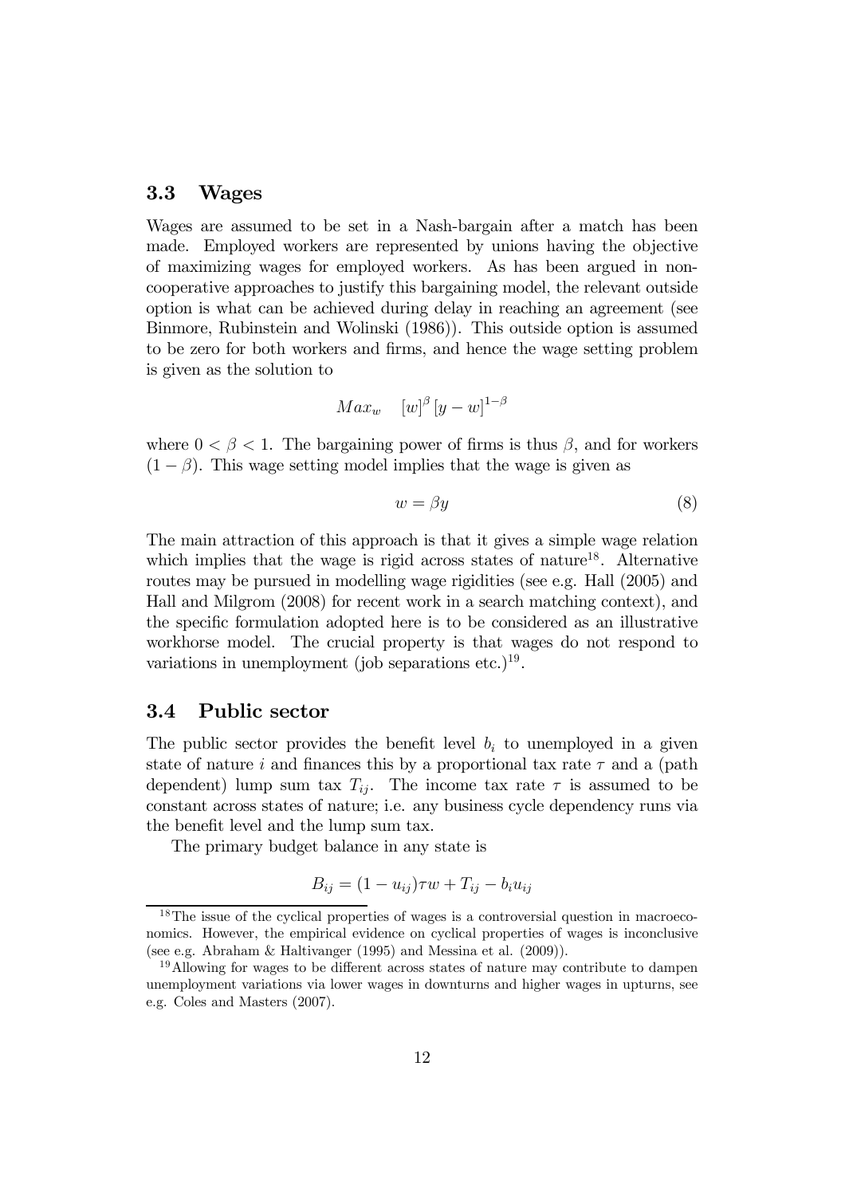### 3.3 Wages

Wages are assumed to be set in a Nash-bargain after a match has been made. Employed workers are represented by unions having the objective of maximizing wages for employed workers. As has been argued in non-cooperative approaches to justify this bargaining model, the relevant outside option is what can be achieved during delay in reaching an agreement (see Binmore, Rubinstein and Wolinski (1986)). This outside option is assumed to be zero for both workers and firms, and hence the wage setting problem is given as the solution to

$$Max_w \quad [w]^{\beta} [y-w]^{1-\beta}$$

where $0 < \beta < 1$. The bargaining power of firms is thus $\beta$, and for workers $(1-\beta)$. This wage setting model implies that the wage is given as

$$w = \beta y \tag{8}$$

The main attraction of this approach is that it gives a simple wage relation which implies that the wage is rigid across states of nature[18]. Alternative routes may be pursued in modelling wage rigidities (see e.g. Hall (2005) and Hall and Milgrom (2008) for recent work in a search matching context), and the specific formulation adopted here is to be considered as an illustrative workhorse model. The crucial property is that wages do not respond to variations in unemployment (job separations etc.)[19].

### 3.4 Public sector

The public sector provides the benefit level $b_i$ to unemployed in a given state of nature $i$ and finances this by a proportional tax rate $\tau$ and a (path dependent) lump sum tax $T_{ij}$. The income tax rate $\tau$ is assumed to be constant across states of nature; i.e. any business cycle dependency runs via the benefit level and the lump sum tax.

The primary budget balance in any state is

$$B_{ij} = (1-u_{ij})\tau w + T_{ij} - b_i u_{ij}$$

[18] The issue of the cyclical properties of wages is a controversial question in macroeconomics. However, the empirical evidence on cyclical properties of wages is inconclusive (see e.g. Abraham & Haltivanger (1995) and Messina et al. (2009)).

[19] Allowing for wages to be different across states of nature may contribute to dampen unemployment variations via lower wages in downturns and higher wages in upturns, see e.g. Coles and Masters (2007).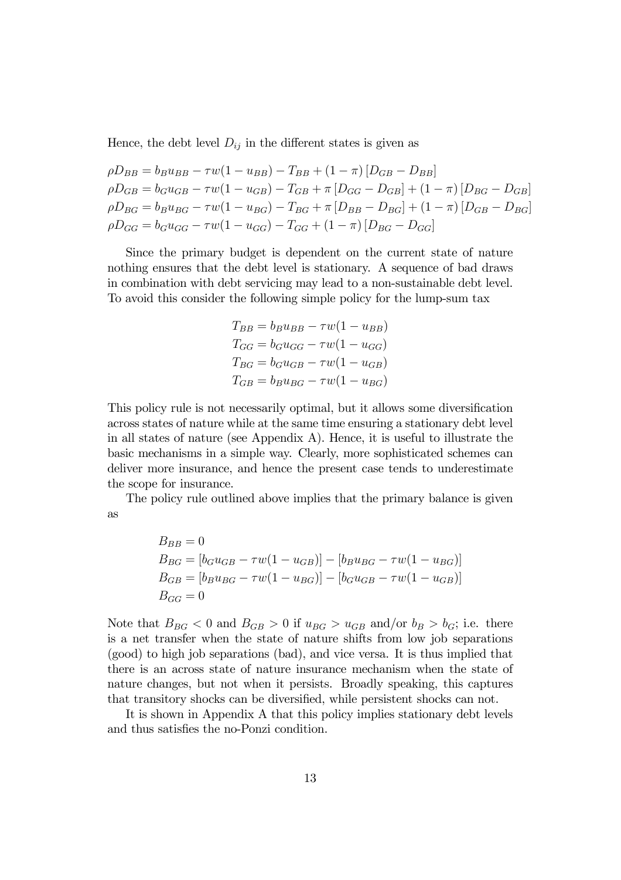Hence, the debt level $D_{ij}$ in the different states is given as

$$
\begin{aligned}
\rho D_{BB} &= b_B u_{BB} - \tau w(1-u_{BB}) - T_{BB} + (1-\pi)\left[D_{GB} - D_{BB}\right] \\
\rho D_{GB} &= b_G u_{GB} - \tau w(1-u_{GB}) - T_{GB} + \pi\left[D_{GG} - D_{GB}\right] + (1-\pi)\left[D_{BG} - D_{GB}\right] \\
\rho D_{BG} &= b_B u_{BG} - \tau w(1-u_{BG}) - T_{BG} + \pi\left[D_{BB} - D_{BG}\right] + (1-\pi)\left[D_{GB} - D_{BG}\right] \\
\rho D_{GG} &= b_G u_{GG} - \tau w(1-u_{GG}) - T_{GG} + (1-\pi)\left[D_{BG} - D_{GG}\right]
\end{aligned}
$$

Since the primary budget is dependent on the current state of nature nothing ensures that the debt level is stationary. A sequence of bad draws in combination with debt servicing may lead to a non-sustainable debt level. To avoid this consider the following simple policy for the lump-sum tax

$$
\begin{aligned}
T_{BB} &= b_B u_{BB} - \tau w(1-u_{BB}) \\
T_{GG} &= b_G u_{GG} - \tau w(1-u_{GG}) \\
T_{BG} &= b_G u_{GB} - \tau w(1-u_{GB}) \\
T_{GB} &= b_B u_{BG} - \tau w(1-u_{BG})
\end{aligned}
$$

This policy rule is not necessarily optimal, but it allows some diversification across states of nature while at the same time ensuring a stationary debt level in all states of nature (see Appendix A). Hence, it is useful to illustrate the basic mechanisms in a simple way. Clearly, more sophisticated schemes can deliver more insurance, and hence the present case tends to underestimate the scope for insurance.

The policy rule outlined above implies that the primary balance is given as

$$
\begin{aligned}
B_{BB} &= 0 \\
B_{BG} &= \left[b_G u_{GB} - \tau w(1-u_{GB})\right] - \left[b_B u_{BG} - \tau w(1-u_{BG})\right] \\
B_{GB} &= \left[b_B u_{BG} - \tau w(1-u_{BG})\right] - \left[b_G u_{GB} - \tau w(1-u_{GB})\right] \\
B_{GG} &= 0
\end{aligned}
$$

Note that $B_{BG} < 0$ and $B_{GB} > 0$ if $u_{BG} > u_{GB}$ and/or $b_B > b_G$; i.e. there is a net transfer when the state of nature shifts from low job separations (good) to high job separations (bad), and vice versa. It is thus implied that there is an across state of nature insurance mechanism when the state of nature changes, but not when it persists. Broadly speaking, this captures that transitory shocks can be diversified, while persistent shocks can not.

It is shown in Appendix A that this policy implies stationary debt levels and thus satisfies the no-Ponzi condition.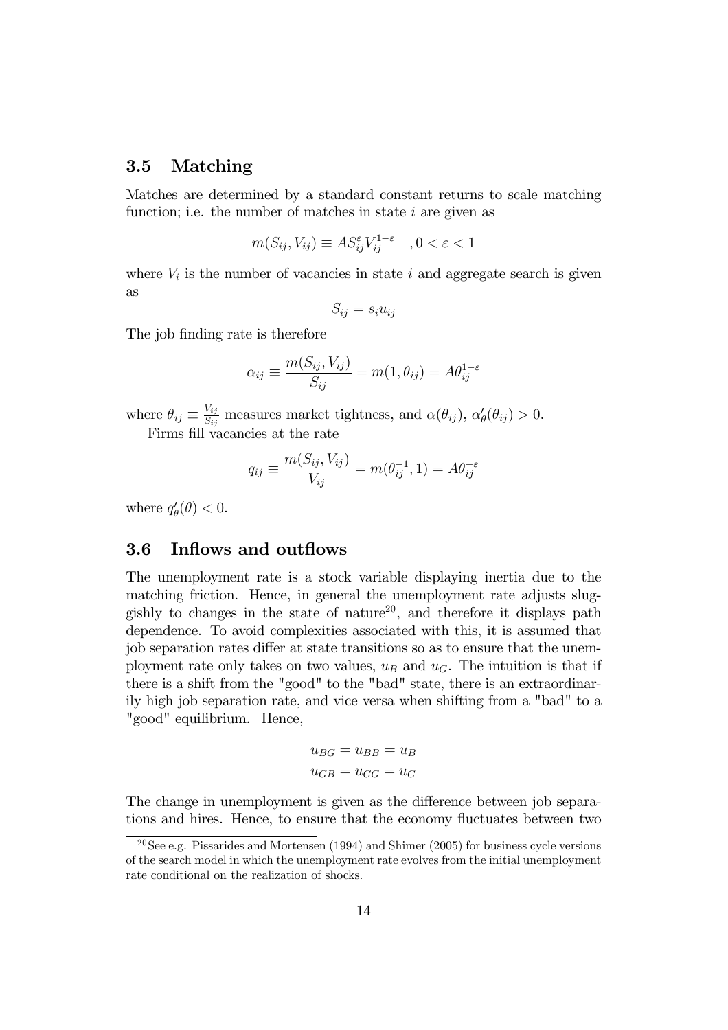## 3.5 Matching

Matches are determined by a standard constant returns to scale matching function; i.e. the number of matches in state $i$ are given as

$$m(S_{ij}, V_{ij}) \equiv AS_{ij}^{\varepsilon} V_{ij}^{1-\varepsilon} \quad , 0 < \varepsilon < 1$$

where $V_i$ is the number of vacancies in state $i$ and aggregate search is given as

$$S_{ij} = s_i u_{ij}$$

The job finding rate is therefore

$$\alpha_{ij} \equiv \frac{m(S_{ij}, V_{ij})}{S_{ij}} = m(1, \theta_{ij}) = A\theta_{ij}^{1-\varepsilon}$$

where $\theta_{ij} \equiv \frac{V_{ij}}{S_{ij}}$ measures market tightness, and $\alpha(\theta_{ij})$, $\alpha'_{\theta}(\theta_{ij}) > 0$.

Firms fill vacancies at the rate

$$q_{ij} \equiv \frac{m(S_{ij}, V_{ij})}{V_{ij}} = m(\theta_{ij}^{-1}, 1) = A\theta_{ij}^{-\varepsilon}$$

where $q'_{\theta}(\theta) < 0$.

## 3.6 Inflows and outflows

The unemployment rate is a stock variable displaying inertia due to the matching friction. Hence, in general the unemployment rate adjusts sluggishly to changes in the state of nature[20], and therefore it displays path dependence. To avoid complexities associated with this, it is assumed that job separation rates differ at state transitions so as to ensure that the unemployment rate only takes on two values, $u_B$ and $u_G$. The intuition is that if there is a shift from the "good" to the "bad" state, there is an extraordinarily high job separation rate, and vice versa when shifting from a "bad" to a "good" equilibrium. Hence,

$$u_{BG} = u_{BB} = u_B$$
$$u_{GB} = u_{GG} = u_G$$

The change in unemployment is given as the difference between job separations and hires. Hence, to ensure that the economy fluctuates between two

[20] See e.g. Pissarides and Mortensen (1994) and Shimer (2005) for business cycle versions of the search model in which the unemployment rate evolves from the initial unemployment rate conditional on the realization of shocks.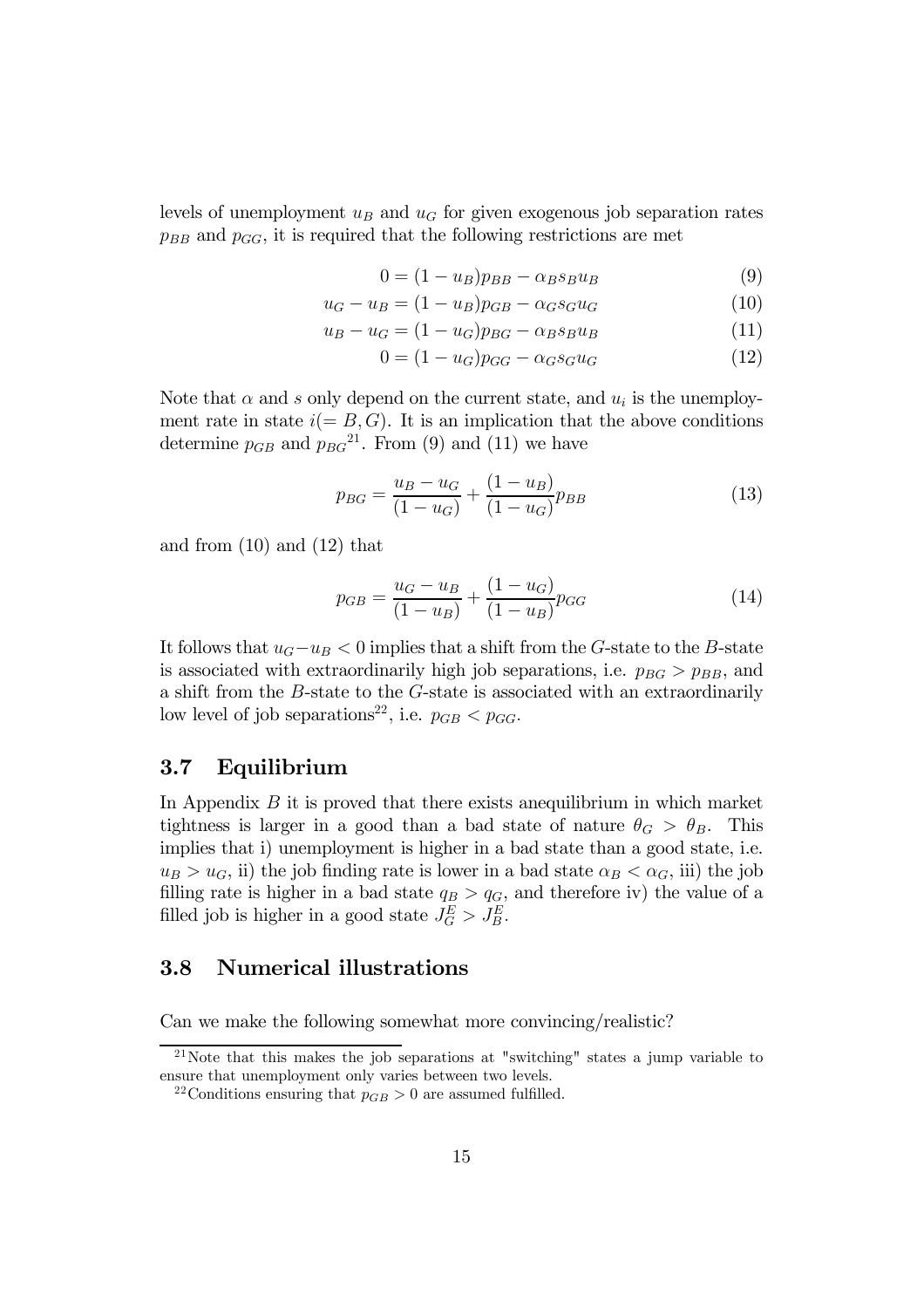levels of unemployment $u_B$ and $u_G$ for given exogenous job separation rates $p_{BB}$ and $p_{GG}$, it is required that the following restrictions are met

$$0 = (1 - u_B)p_{BB} - \alpha_B s_B u_B \tag{9}$$

$$u_G - u_B = (1 - u_B)p_{GB} - \alpha_G s_G u_G \tag{10}$$

$$u_B - u_G = (1 - u_G)p_{BG} - \alpha_B s_B u_B \tag{11}$$

$$0 = (1 - u_G)p_{GG} - \alpha_G s_G u_G \tag{12}$$

Note that $\alpha$ and $s$ only depend on the current state, and $u_i$ is the unemployment rate in state $i(= B, G)$. It is an implication that the above conditions determine $p_{GB}$ and $p_{BG}$[21]. From (9) and (11) we have

$$p_{BG} = \frac{u_B - u_G}{(1 - u_G)} + \frac{(1 - u_B)}{(1 - u_G)}p_{BB} \tag{13}$$

and from (10) and (12) that

$$p_{GB} = \frac{u_G - u_B}{(1 - u_B)} + \frac{(1 - u_G)}{(1 - u_B)}p_{GG} \tag{14}$$

It follows that $u_G - u_B < 0$ implies that a shift from the $G$-state to the $B$-state is associated with extraordinarily high job separations, i.e. $p_{BG} > p_{BB}$, and a shift from the $B$-state to the $G$-state is associated with an extraordinarily low level of job separations[22], i.e. $p_{GB} < p_{GG}$.

### 3.7 Equilibrium

In Appendix $B$ it is proved that there exists anequilibrium in which market tightness is larger in a good than a bad state of nature $\theta_G > \theta_B$. This implies that i) unemployment is higher in a bad state than a good state, i.e. $u_B > u_G$, ii) the job finding rate is lower in a bad state $\alpha_B < \alpha_G$, iii) the job filling rate is higher in a bad state $q_B > q_G$, and therefore iv) the value of a filled job is higher in a good state $J_G^E > J_B^E$.

### 3.8 Numerical illustrations

Can we make the following somewhat more convincing/realistic?

[21] Note that this makes the job separations at "switching" states a jump variable to ensure that unemployment only varies between two levels.

[22] Conditions ensuring that $p_{GB} > 0$ are assumed fulfilled.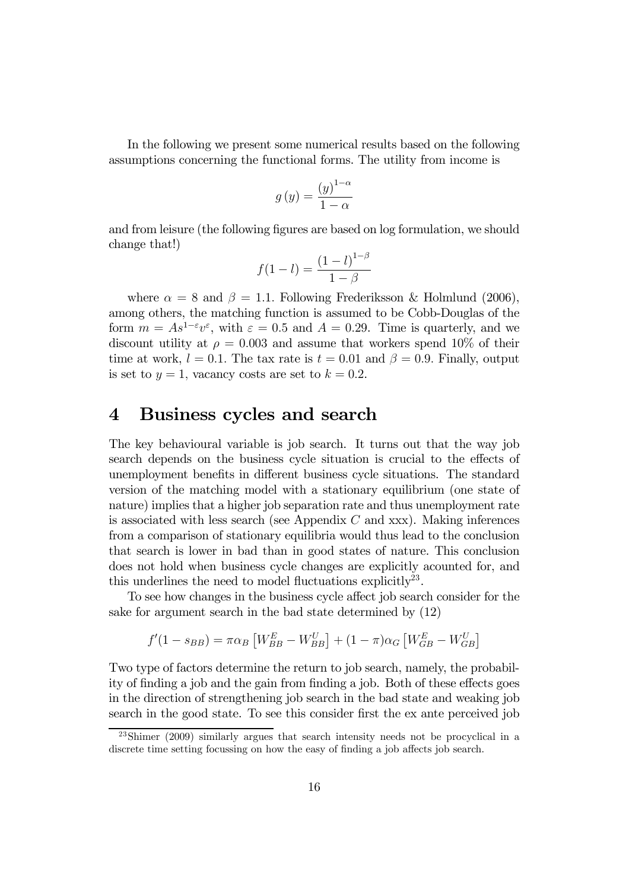In the following we present some numerical results based on the following assumptions concerning the functional forms. The utility from income is

$$g(y) = \frac{(y)^{1-\alpha}}{1-\alpha}$$

and from leisure (the following figures are based on log formulation, we should change that!)

$$f(1-l) = \frac{(1-l)^{1-\beta}}{1-\beta}$$

where $\alpha = 8$ and $\beta = 1.1$. Following Frederiksson & Holmlund (2006), among others, the matching function is assumed to be Cobb-Douglas of the form $m = As^{1-\varepsilon}v^{\varepsilon}$, with $\varepsilon = 0.5$ and $A = 0.29$. Time is quarterly, and we discount utility at $\rho = 0.003$ and assume that workers spend 10% of their time at work, $l = 0.1$. The tax rate is $t = 0.01$ and $\beta = 0.9$. Finally, output is set to $y = 1$, vacancy costs are set to $k = 0.2$.

# 4 Business cycles and search

The key behavioural variable is job search. It turns out that the way job search depends on the business cycle situation is crucial to the effects of unemployment benefits in different business cycle situations. The standard version of the matching model with a stationary equilibrium (one state of nature) implies that a higher job separation rate and thus unemployment rate is associated with less search (see Appendix $C$ and xxx). Making inferences from a comparison of stationary equilibria would thus lead to the conclusion that search is lower in bad than in good states of nature. This conclusion does not hold when business cycle changes are explicitly acounted for, and this underlines the need to model fluctuations explicitly[23].

To see how changes in the business cycle affect job search consider for the sake for argument search in the bad state determined by (12)

$$f'(1-s_{BB}) = \pi\alpha_B \left[W_{BB}^E - W_{BB}^U\right] + (1-\pi)\alpha_G \left[W_{GB}^E - W_{GB}^U\right]$$

Two type of factors determine the return to job search, namely, the probability of finding a job and the gain from finding a job. Both of these effects goes in the direction of strengthening job search in the bad state and weaking job search in the good state. To see this consider first the ex ante perceived job

[23] Shimer (2009) similarly argues that search intensity needs not be procyclical in a discrete time setting focussing on how the easy of finding a job affects job search.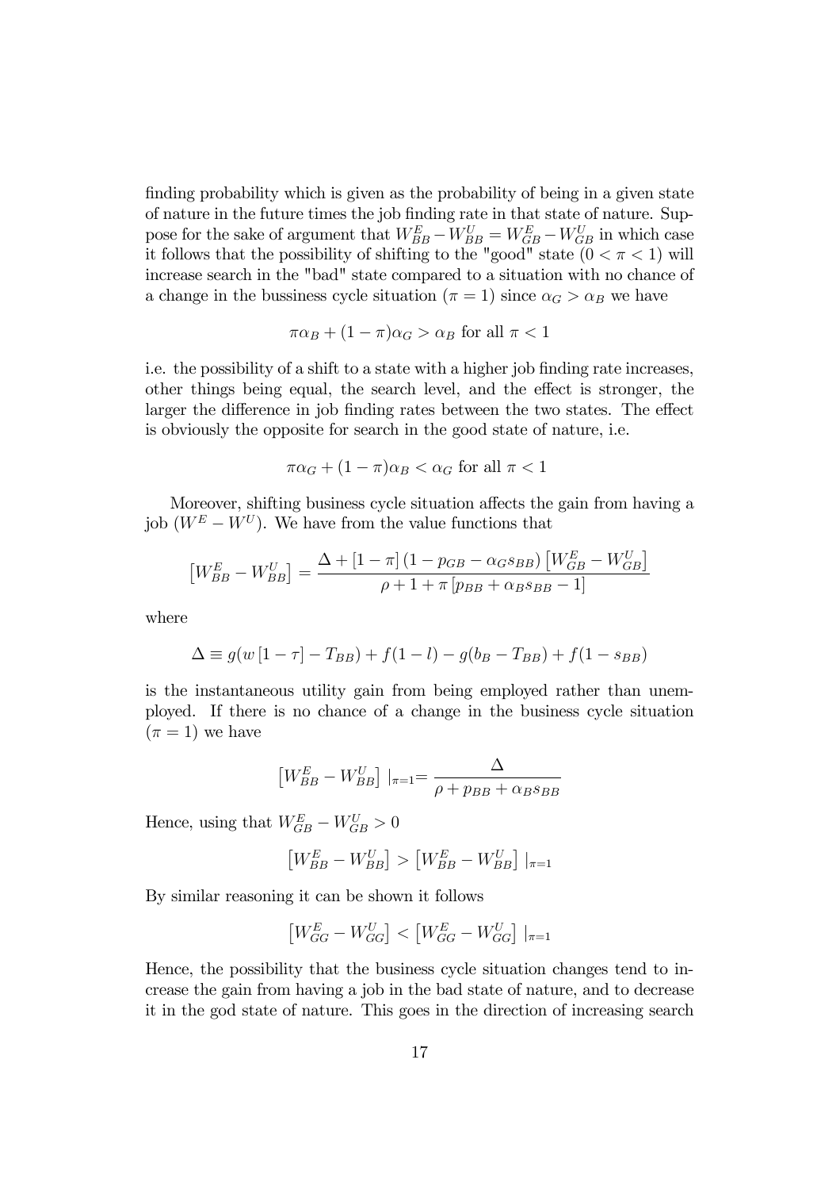finding probability which is given as the probability of being in a given state of nature in the future times the job finding rate in that state of nature. Suppose for the sake of argument that $W_{BB}^{E}-W_{BB}^{U}=W_{GB}^{E}-W_{GB}^{U}$ in which case it follows that the possibility of shifting to the "good" state $(0<\pi<1)$ will increase search in the "bad" state compared to a situation with no chance of a change in the bussiness cycle situation $(\pi=1)$ since $\alpha_G>\alpha_B$ we have

$$\pi\alpha_B+(1-\pi)\alpha_G>\alpha_B \text{ for all } \pi<1$$

i.e. the possibility of a shift to a state with a higher job finding rate increases, other things being equal, the search level, and the effect is stronger, the larger the difference in job finding rates between the two states. The effect is obviously the opposite for search in the good state of nature, i.e.

$$\pi\alpha_G+(1-\pi)\alpha_B<\alpha_G \text{ for all } \pi<1$$

Moreover, shifting business cycle situation affects the gain from having a job $(W^E-W^U)$. We have from the value functions that

$$\left[W_{BB}^{E}-W_{BB}^{U}\right]=\frac{\Delta+\left[1-\pi\right]\left(1-p_{GB}-\alpha_G s_{BB}\right)\left[W_{GB}^{E}-W_{GB}^{U}\right]}{\rho+1+\pi\left[p_{BB}+\alpha_B s_{BB}-1\right]}$$

where

$$\Delta\equiv g(w\left[1-\tau\right]-T_{BB})+f(1-l)-g(b_B-T_{BB})+f(1-s_{BB})$$

is the instantaneous utility gain from being employed rather than unemployed. If there is no chance of a change in the business cycle situation $(\pi=1)$ we have

$$\left[W_{BB}^{E}-W_{BB}^{U}\right]\mid_{\pi=1}=\frac{\Delta}{\rho+p_{BB}+\alpha_B s_{BB}}$$

Hence, using that $W_{GB}^{E}-W_{GB}^{U}>0$

$$\left[W_{BB}^{E}-W_{BB}^{U}\right]>\left[W_{BB}^{E}-W_{BB}^{U}\right]\mid_{\pi=1}$$

By similar reasoning it can be shown it follows

$$\left[W_{GG}^{E}-W_{GG}^{U}\right]<\left[W_{GG}^{E}-W_{GG}^{U}\right]\mid_{\pi=1}$$

Hence, the possibility that the business cycle situation changes tend to increase the gain from having a job in the bad state of nature, and to decrease it in the god state of nature. This goes in the direction of increasing search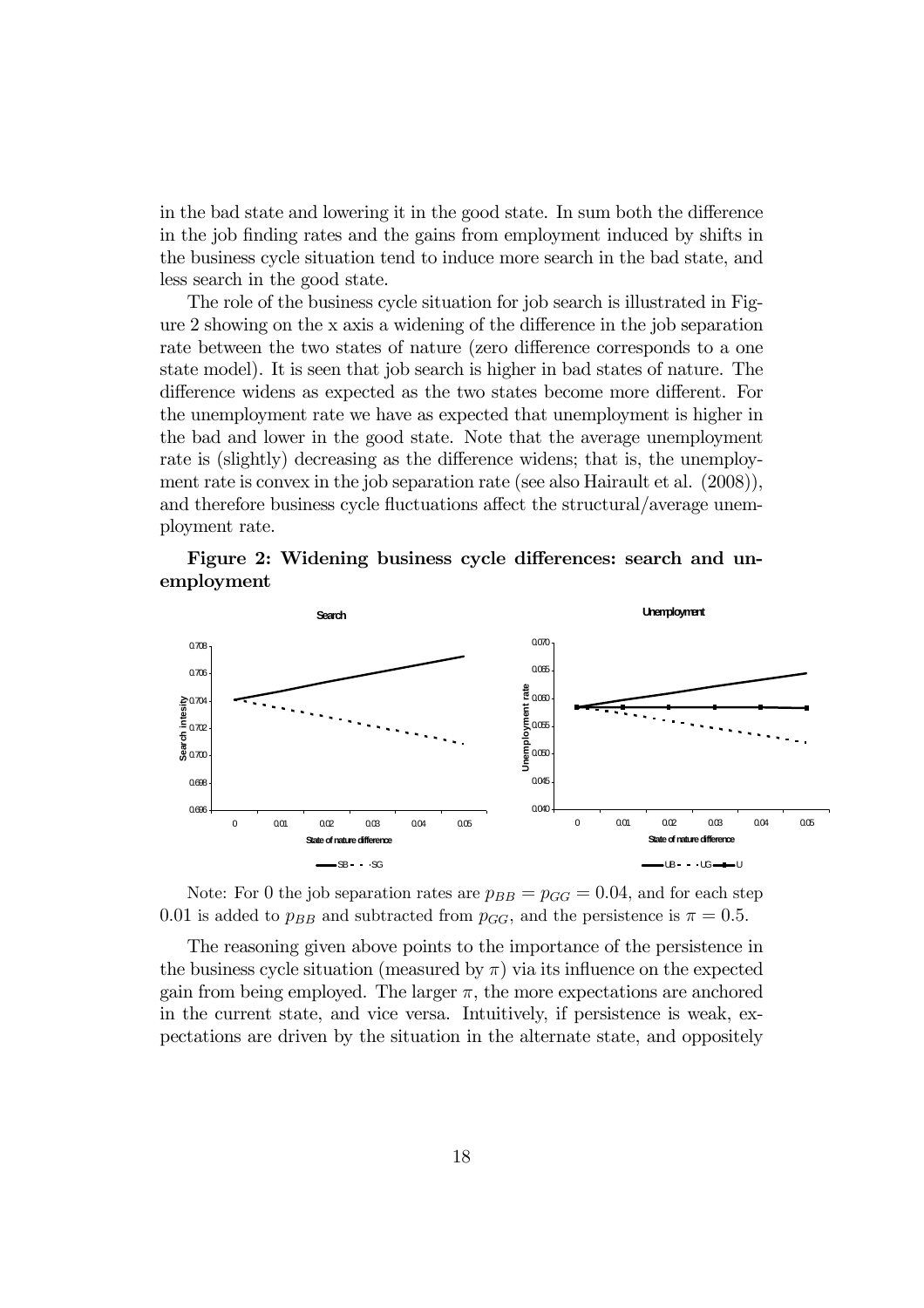in the bad state and lowering it in the good state. In sum both the difference in the job finding rates and the gains from employment induced by shifts in the business cycle situation tend to induce more search in the bad state, and less search in the good state.

The role of the business cycle situation for job search is illustrated in Figure 2 showing on the x axis a widening of the difference in the job separation rate between the two states of nature (zero difference corresponds to a one state model). It is seen that job search is higher in bad states of nature. The difference widens as expected as the two states become more different. For the unemployment rate we have as expected that unemployment is higher in the bad and lower in the good state. Note that the average unemployment rate is (slightly) decreasing as the difference widens; that is, the unemployment rate is convex in the job separation rate (see also Hairault et al. (2008)), and therefore business cycle fluctuations affect the structural/average unemployment rate.

**Figure 2: Widening business cycle differences: search and unemployment**

Note: For 0 the job separation rates are $p_{BB} = p_{GG} = 0.04$, and for each step 0.01 is added to $p_{BB}$ and subtracted from $p_{GG}$, and the persistence is $\pi = 0.5$.

The reasoning given above points to the importance of the persistence in the business cycle situation (measured by $\pi$) via its influence on the expected gain from being employed. The larger $\pi$, the more expectations are anchored in the current state, and vice versa. Intuitively, if persistence is weak, expectations are driven by the situation in the alternate state, and oppositely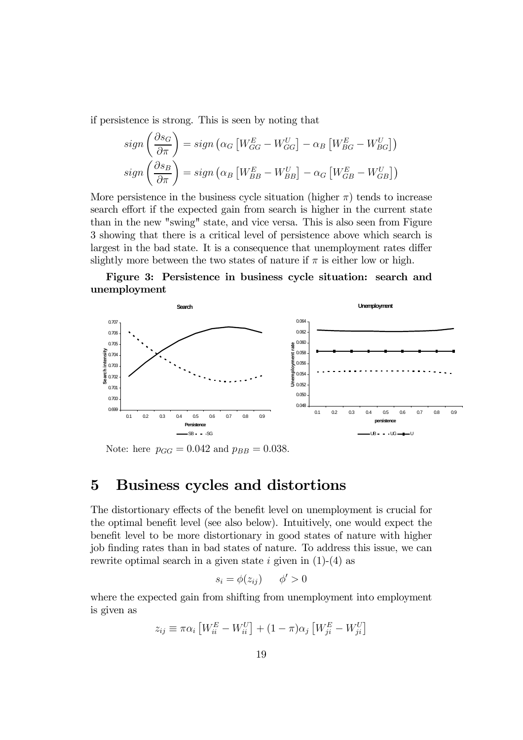if persistence is strong. This is seen by noting that

$$sign\left(\frac{\partial s_G}{\partial \pi}\right) = sign\left(\alpha_G\left[W_{GG}^E - W_{GG}^U\right] - \alpha_B\left[W_{BG}^E - W_{BG}^U\right]\right)$$
$$sign\left(\frac{\partial s_B}{\partial \pi}\right) = sign\left(\alpha_B\left[W_{BB}^E - W_{BB}^U\right] - \alpha_G\left[W_{GB}^E - W_{GB}^U\right]\right)$$

More persistence in the business cycle situation (higher $\pi$) tends to increase search effort if the expected gain from search is higher in the current state than in the new "swing" state, and vice versa. This is also seen from Figure 3 showing that there is a critical level of persistence above which search is largest in the bad state. It is a consequence that unemployment rates differ slightly more between the two states of nature if $\pi$ is either low or high.

**Figure 3: Persistence in business cycle situation: search and unemployment**

Note: here $p_{GG} = 0.042$ and $p_{BB} = 0.038$.

# 5 Business cycles and distortions

The distortionary effects of the benefit level on unemployment is crucial for the optimal benefit level (see also below). Intuitively, one would expect the benefit level to be more distortionary in good states of nature with higher job finding rates than in bad states of nature. To address this issue, we can rewrite optimal search in a given state $i$ given in (1)-(4) as

$$s_i = \phi(z_{ij}) \qquad \phi' > 0$$

where the expected gain from shifting from unemployment into employment is given as

$$z_{ij} \equiv \pi\alpha_i\left[W_{ii}^E - W_{ii}^U\right] + (1-\pi)\alpha_j\left[W_{ji}^E - W_{ji}^U\right]$$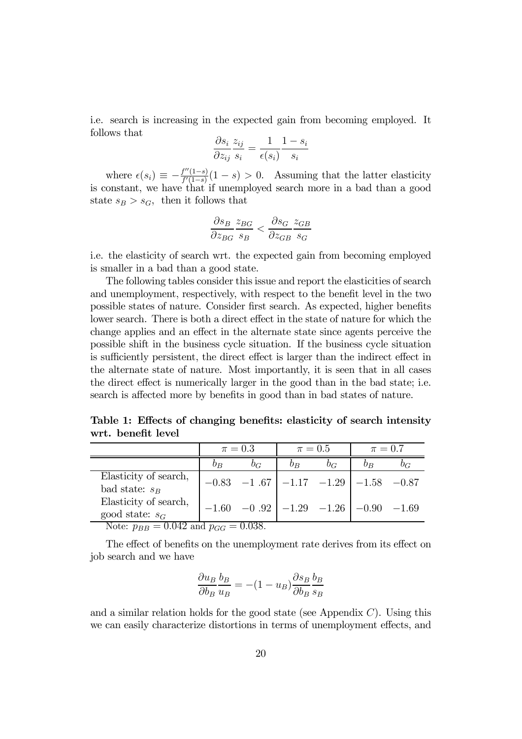i.e. search is increasing in the expected gain from becoming employed. It follows that

$$\frac{\partial s_i}{\partial z_{ij}} \frac{z_{ij}}{s_i} = \frac{1}{\epsilon(s_i)} \frac{1 - s_i}{s_i}$$

where $\epsilon(s_i) \equiv -\frac{f''(1-s)}{f'(1-s)}(1-s) > 0$. Assuming that the latter elasticity is constant, we have that if unemployed search more in a bad than a good state $s_B > s_G$, then it follows that

$$\frac{\partial s_B}{\partial z_{BG}} \frac{z_{BG}}{s_B} < \frac{\partial s_G}{\partial z_{GB}} \frac{z_{GB}}{s_G}$$

i.e. the elasticity of search wrt. the expected gain from becoming employed is smaller in a bad than a good state.

The following tables consider this issue and report the elasticities of search and unemployment, respectively, with respect to the benefit level in the two possible states of nature. Consider first search. As expected, higher benefits lower search. There is both a direct effect in the state of nature for which the change applies and an effect in the alternate state since agents perceive the possible shift in the business cycle situation. If the business cycle situation is sufficiently persistent, the direct effect is larger than the indirect effect in the alternate state of nature. Most importantly, it is seen that in all cases the direct effect is numerically larger in the good than in the bad state; i.e. search is affected more by benefits in good than in bad states of nature.

**Table 1: Effects of changing benefits: elasticity of search intensity wrt. benefit level**

| | $\pi = 0.3$ | | $\pi = 0.5$ | | $\pi = 0.7$ | |
|---|---|---|---|---|---|---|
| | $b_B$ | $b_G$ | $b_B$ | $b_G$ | $b_B$ | $b_G$ |
| Elasticity of search, bad state: $s_B$ | $-0.83$ | $-1.67$ | $-1.17$ | $-1.29$ | $-1.58$ | $-0.87$ |
| Elasticity of search, good state: $s_G$ | $-1.60$ | $-0.92$ | $-1.29$ | $-1.26$ | $-0.90$ | $-1.69$ |

Note: $p_{BB} = 0.042$ and $p_{GG} = 0.038$.

The effect of benefits on the unemployment rate derives from its effect on job search and we have

$$\frac{\partial u_B}{\partial b_B} \frac{b_B}{u_B} = -(1 - u_B) \frac{\partial s_B}{\partial b_B} \frac{b_B}{s_B}$$

and a similar relation holds for the good state (see Appendix $C$). Using this we can easily characterize distortions in terms of unemployment effects, and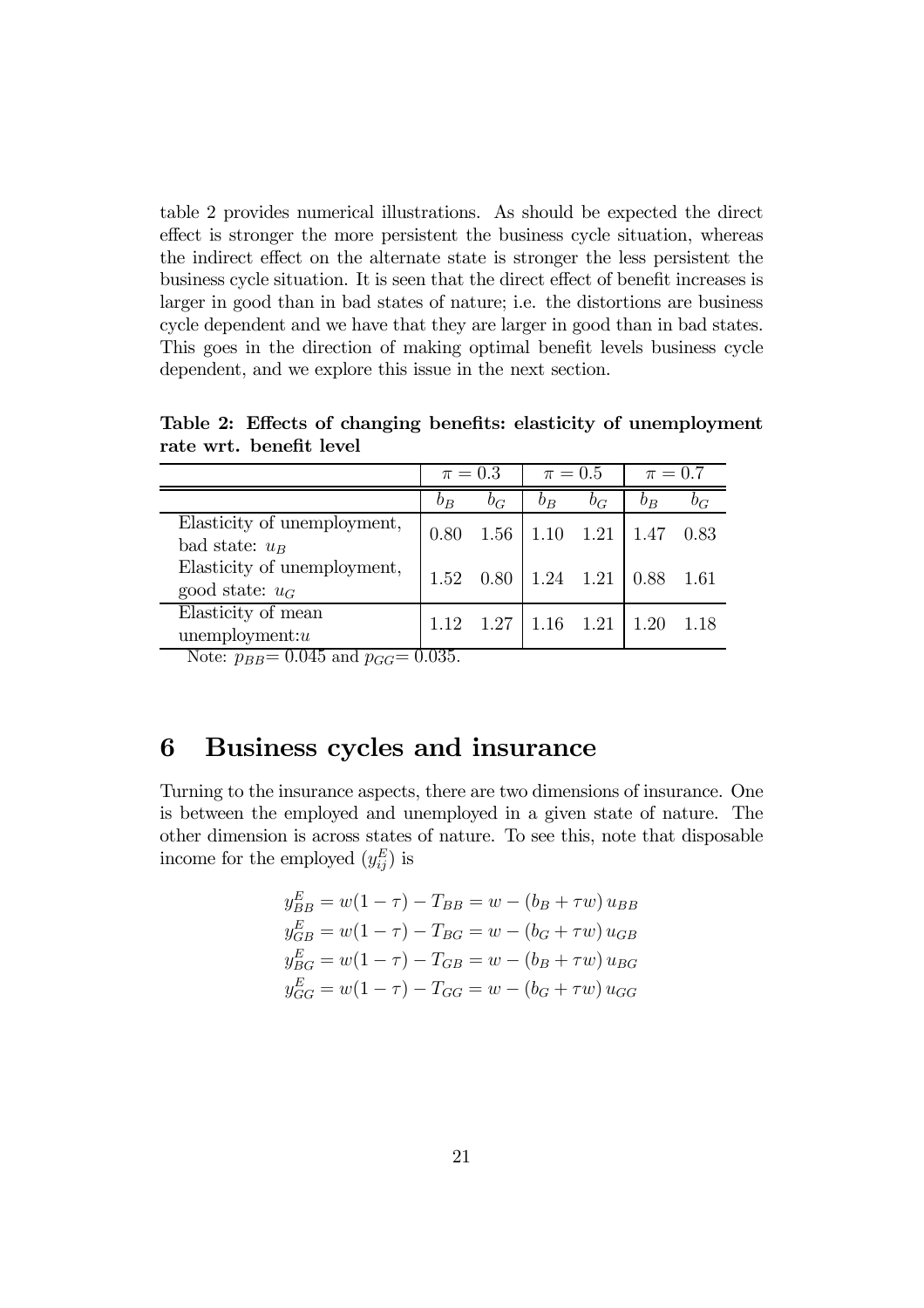table 2 provides numerical illustrations. As should be expected the direct effect is stronger the more persistent the business cycle situation, whereas the indirect effect on the alternate state is stronger the less persistent the business cycle situation. It is seen that the direct effect of benefit increases is larger in good than in bad states of nature; i.e. the distortions are business cycle dependent and we have that they are larger in good than in bad states. This goes in the direction of making optimal benefit levels business cycle dependent, and we explore this issue in the next section.

**Table 2: Effects of changing benefits: elasticity of unemployment rate wrt. benefit level**

| | $\pi = 0.3$ | | $\pi = 0.5$ | | $\pi = 0.7$ | |
|---|---|---|---|---|---|---|
| | $b_B$ | $b_G$ | $b_B$ | $b_G$ | $b_B$ | $b_G$ |
| Elasticity of unemployment, bad state: $u_B$ | 0.80 | 1.56 | 1.10 | 1.21 | 1.47 | 0.83 |
| Elasticity of unemployment, good state: $u_G$ | 1.52 | 0.80 | 1.24 | 1.21 | 0.88 | 1.61 |
| Elasticity of mean unemployment: $u$ | 1.12 | 1.27 | 1.16 | 1.21 | 1.20 | 1.18 |

Note: $p_{BB}$= 0.045 and $p_{GG}$= 0.035.

# 6 Business cycles and insurance

Turning to the insurance aspects, there are two dimensions of insurance. One is between the employed and unemployed in a given state of nature. The other dimension is across states of nature. To see this, note that disposable income for the employed ($y_{ij}^E$) is

$$y_{BB}^E = w(1-\tau) - T_{BB} = w - (b_B + \tau w)\, u_{BB}$$
$$y_{GB}^E = w(1-\tau) - T_{BG} = w - (b_G + \tau w)\, u_{GB}$$
$$y_{BG}^E = w(1-\tau) - T_{GB} = w - (b_B + \tau w)\, u_{BG}$$
$$y_{GG}^E = w(1-\tau) - T_{GG} = w - (b_G + \tau w)\, u_{GG}$$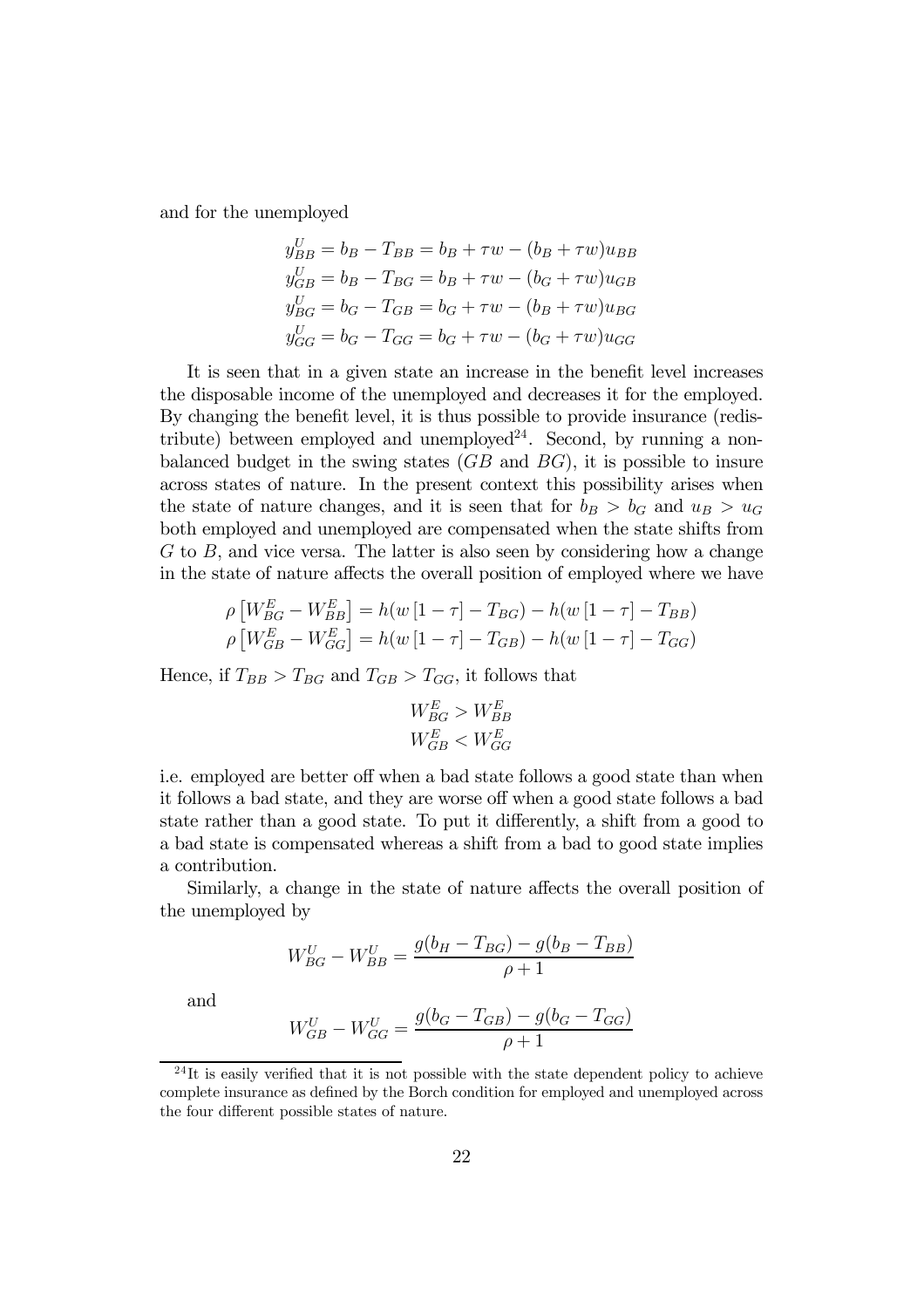and for the unemployed

$$
\begin{aligned}
y^U_{BB} &= b_B - T_{BB} = b_B + \tau w - (b_B + \tau w)u_{BB} \\
y^U_{GB} &= b_B - T_{BG} = b_B + \tau w - (b_G + \tau w)u_{GB} \\
y^U_{BG} &= b_G - T_{GB} = b_G + \tau w - (b_B + \tau w)u_{BG} \\
y^U_{GG} &= b_G - T_{GG} = b_G + \tau w - (b_G + \tau w)u_{GG}
\end{aligned}
$$

It is seen that in a given state an increase in the benefit level increases the disposable income of the unemployed and decreases it for the employed. By changing the benefit level, it is thus possible to provide insurance (redistribute) between employed and unemployed[24]. Second, by running a non-balanced budget in the swing states ($GB$ and $BG$), it is possible to insure across states of nature. In the present context this possibility arises when the state of nature changes, and it is seen that for $b_B > b_G$ and $u_B > u_G$ both employed and unemployed are compensated when the state shifts from $G$ to $B$, and vice versa. The latter is also seen by considering how a change in the state of nature affects the overall position of employed where we have

$$
\begin{aligned}
\rho \left[W^E_{BG} - W^E_{BB}\right] &= h(w\left[1-\tau\right] - T_{BG}) - h(w\left[1-\tau\right] - T_{BB}) \\
\rho \left[W^E_{GB} - W^E_{GG}\right] &= h(w\left[1-\tau\right] - T_{GB}) - h(w\left[1-\tau\right] - T_{GG})
\end{aligned}
$$

Hence, if $T_{BB} > T_{BG}$ and $T_{GB} > T_{GG}$, it follows that

$$
\begin{aligned}
W^E_{BG} &> W^E_{BB} \\
W^E_{GB} &< W^E_{GG}
\end{aligned}
$$

i.e. employed are better off when a bad state follows a good state than when it follows a bad state, and they are worse off when a good state follows a bad state rather than a good state. To put it differently, a shift from a good to a bad state is compensated whereas a shift from a bad to good state implies a contribution.

Similarly, a change in the state of nature affects the overall position of the unemployed by

$$
W^U_{BG} - W^U_{BB} = \frac{g(b_H - T_{BG}) - g(b_B - T_{BB})}{\rho + 1}
$$

and

$$
W^U_{GB} - W^U_{GG} = \frac{g(b_G - T_{GB}) - g(b_G - T_{GG})}{\rho + 1}
$$

[24] It is easily verified that it is not possible with the state dependent policy to achieve complete insurance as defined by the Borch condition for employed and unemployed across the four different possible states of nature.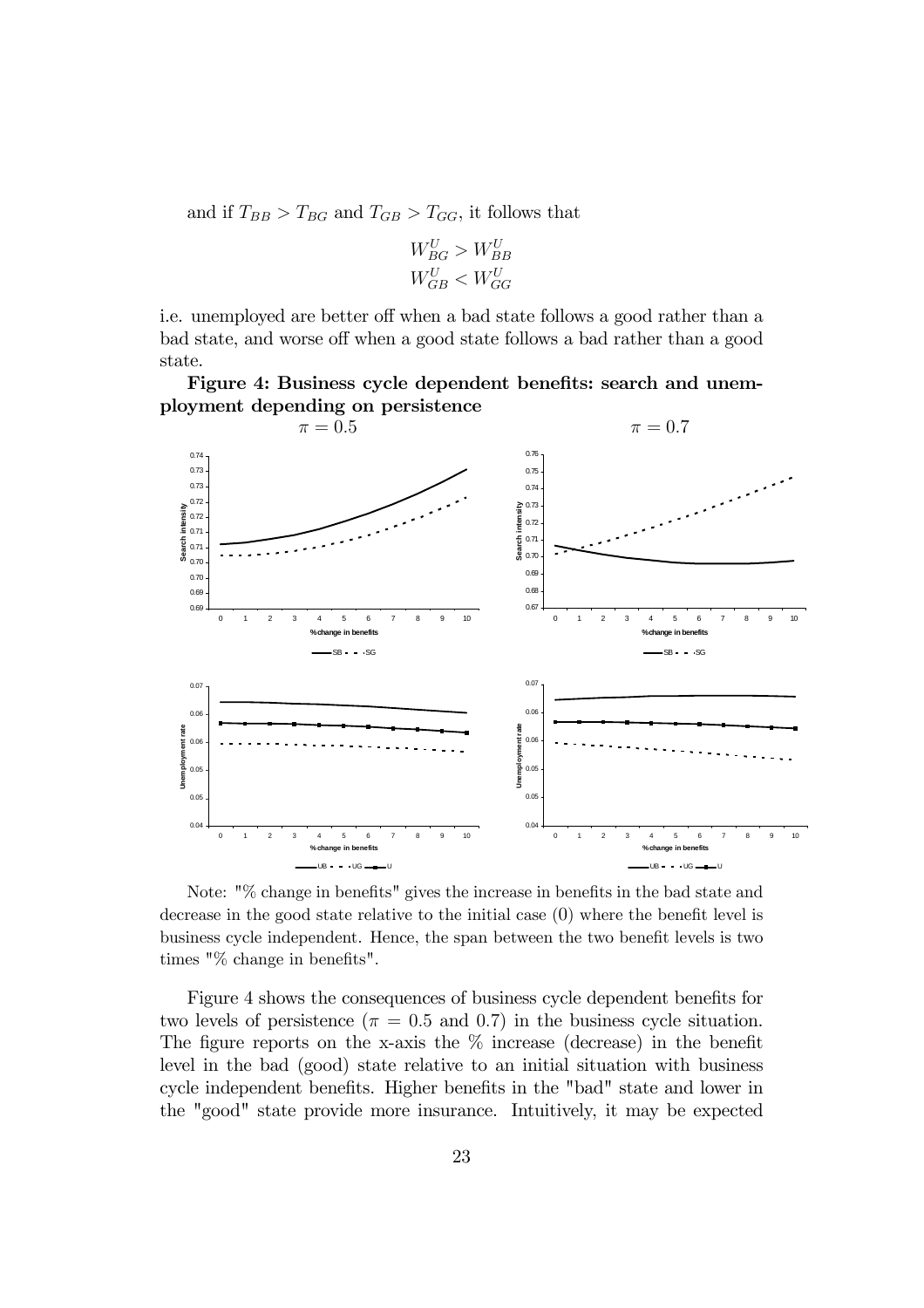and if $T_{BB} > T_{BG}$ and $T_{GB} > T_{GG}$, it follows that

$$W^U_{BG} > W^U_{BB}$$
$$W^U_{GB} < W^U_{GG}$$

i.e. unemployed are better off when a bad state follows a good rather than a bad state, and worse off when a good state follows a bad rather than a good state.

**Figure 4: Business cycle dependent benefits: search and unemployment depending on persistence**

$\pi = 0.5$ $\pi = 0.7$

Note: "% change in benefits" gives the increase in benefits in the bad state and decrease in the good state relative to the initial case (0) where the benefit level is business cycle independent. Hence, the span between the two benefit levels is two times "% change in benefits".

Figure 4 shows the consequences of business cycle dependent benefits for two levels of persistence ($\pi = 0.5$ and 0.7) in the business cycle situation. The figure reports on the x-axis the % increase (decrease) in the benefit level in the bad (good) state relative to an initial situation with business cycle independent benefits. Higher benefits in the "bad" state and lower in the "good" state provide more insurance. Intuitively, it may be expected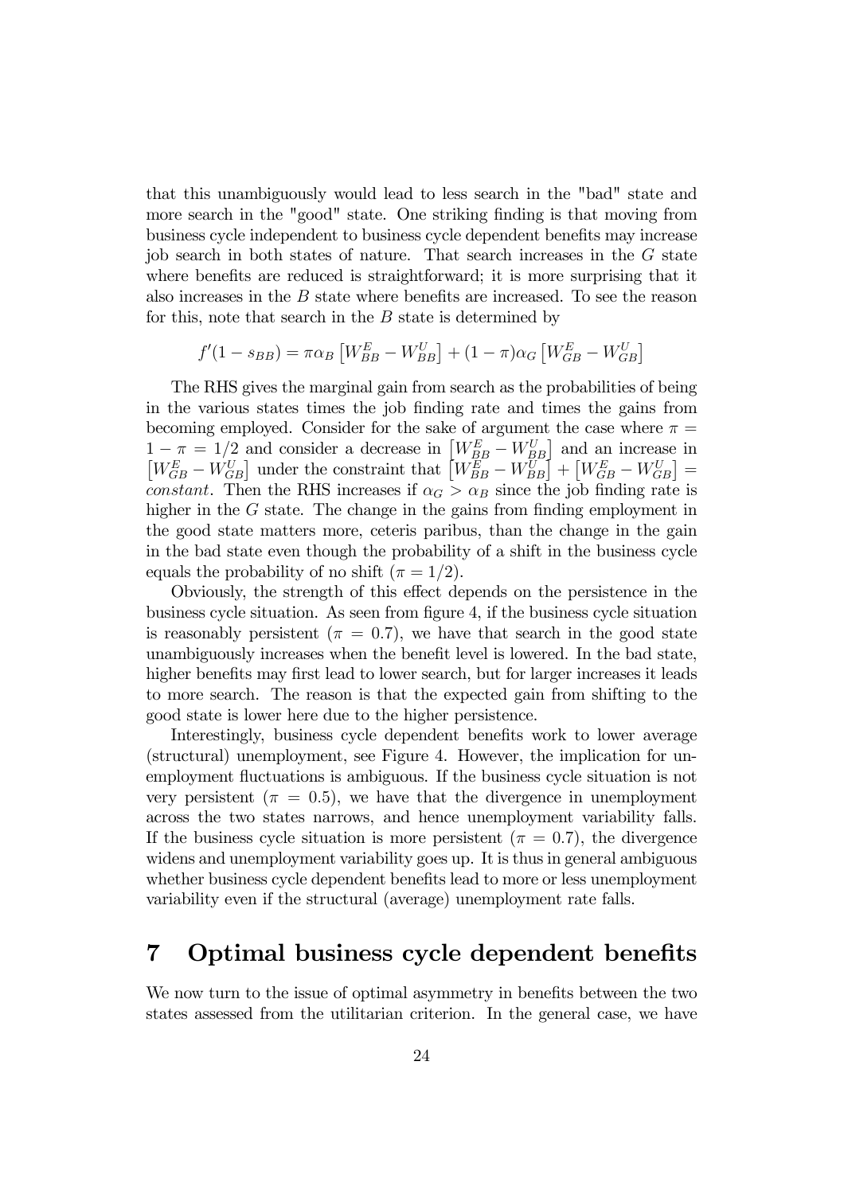that this unambiguously would lead to less search in the "bad" state and more search in the "good" state. One striking finding is that moving from business cycle independent to business cycle dependent benefits may increase job search in both states of nature. That search increases in the $G$ state where benefits are reduced is straightforward; it is more surprising that it also increases in the $B$ state where benefits are increased. To see the reason for this, note that search in the $B$ state is determined by

$$f'(1-s_{BB}) = \pi\alpha_B\left[W_{BB}^E - W_{BB}^U\right] + (1-\pi)\alpha_G\left[W_{GB}^E - W_{GB}^U\right]$$

The RHS gives the marginal gain from search as the probabilities of being in the various states times the job finding rate and times the gains from becoming employed. Consider for the sake of argument the case where $\pi = 1-\pi = 1/2$ and consider a decrease in $\left[W_{BB}^E - W_{BB}^U\right]$ and an increase in $\left[W_{GB}^E - W_{GB}^U\right]$ under the constraint that $\left[W_{BB}^E - W_{BB}^U\right] + \left[W_{GB}^E - W_{GB}^U\right] = constant$. Then the RHS increases if $\alpha_G > \alpha_B$ since the job finding rate is higher in the $G$ state. The change in the gains from finding employment in the good state matters more, ceteris paribus, than the change in the gain in the bad state even though the probability of a shift in the business cycle equals the probability of no shift ($\pi = 1/2$).

Obviously, the strength of this effect depends on the persistence in the business cycle situation. As seen from figure 4, if the business cycle situation is reasonably persistent ($\pi = 0.7$), we have that search in the good state unambiguously increases when the benefit level is lowered. In the bad state, higher benefits may first lead to lower search, but for larger increases it leads to more search. The reason is that the expected gain from shifting to the good state is lower here due to the higher persistence.

Interestingly, business cycle dependent benefits work to lower average (structural) unemployment, see Figure 4. However, the implication for unemployment fluctuations is ambiguous. If the business cycle situation is not very persistent ($\pi = 0.5$), we have that the divergence in unemployment across the two states narrows, and hence unemployment variability falls. If the business cycle situation is more persistent ($\pi = 0.7$), the divergence widens and unemployment variability goes up. It is thus in general ambiguous whether business cycle dependent benefits lead to more or less unemployment variability even if the structural (average) unemployment rate falls.

# 7 Optimal business cycle dependent benefits

We now turn to the issue of optimal asymmetry in benefits between the two states assessed from the utilitarian criterion. In the general case, we have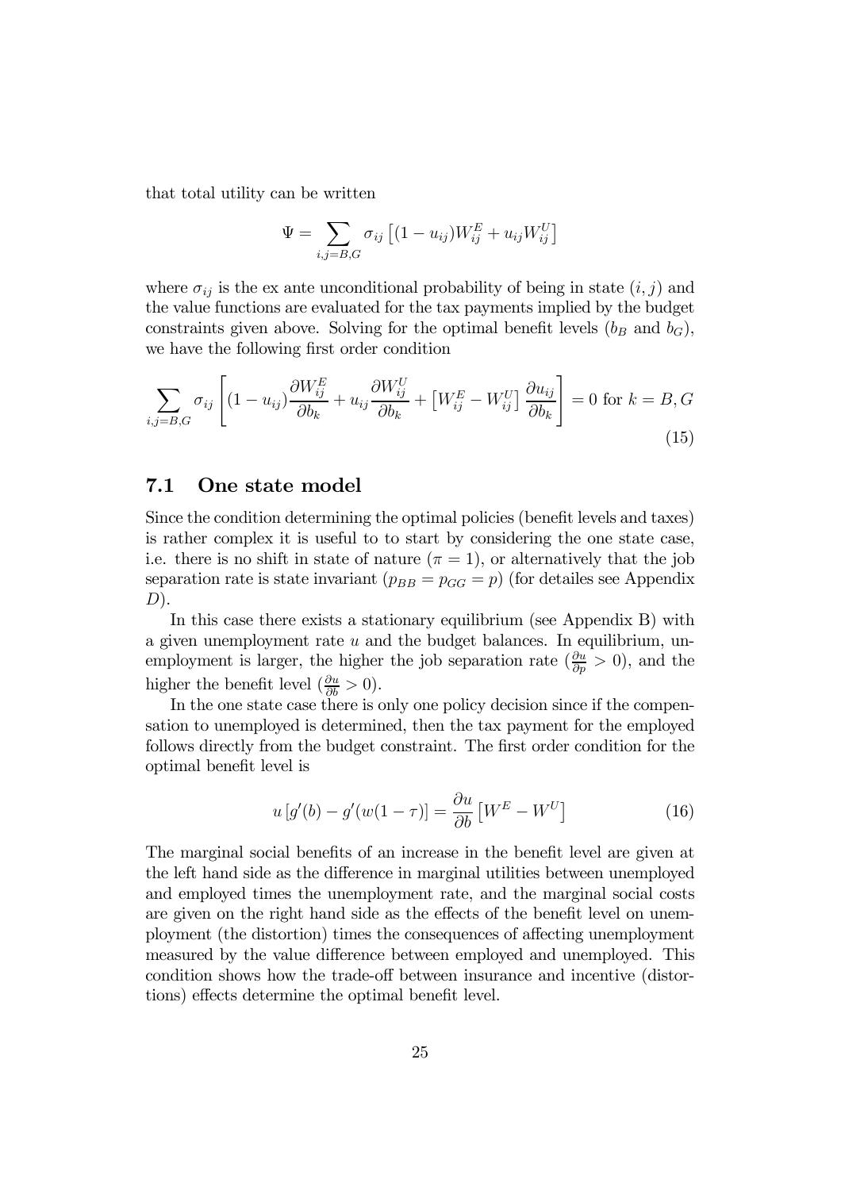that total utility can be written

$$\Psi = \sum_{i,j=B,G} \sigma_{ij} \left[ (1-u_{ij}) W_{ij}^E + u_{ij} W_{ij}^U \right]$$

where $\sigma_{ij}$ is the ex ante unconditional probability of being in state $(i,j)$ and the value functions are evaluated for the tax payments implied by the budget constraints given above. Solving for the optimal benefit levels ($b_B$ and $b_G$), we have the following first order condition

$$\sum_{i,j=B,G} \sigma_{ij} \left[ (1-u_{ij}) \frac{\partial W_{ij}^E}{\partial b_k} + u_{ij} \frac{\partial W_{ij}^U}{\partial b_k} + \left[ W_{ij}^E - W_{ij}^U \right] \frac{\partial u_{ij}}{\partial b_k} \right] = 0 \text{ for } k = B, G \tag{15}$$

## 7.1 One state model

Since the condition determining the optimal policies (benefit levels and taxes) is rather complex it is useful to to start by considering the one state case, i.e. there is no shift in state of nature ($\pi = 1$), or alternatively that the job separation rate is state invariant ($p_{BB} = p_{GG} = p$) (for detailes see Appendix $D$).

In this case there exists a stationary equilibrium (see Appendix B) with a given unemployment rate $u$ and the budget balances. In equilibrium, unemployment is larger, the higher the job separation rate ($\frac{\partial u}{\partial p} > 0$), and the higher the benefit level ($\frac{\partial u}{\partial b} > 0$).

In the one state case there is only one policy decision since if the compensation to unemployed is determined, then the tax payment for the employed follows directly from the budget constraint. The first order condition for the optimal benefit level is

$$u \left[ g'(b) - g'(w(1-\tau)) \right] = \frac{\partial u}{\partial b} \left[ W^E - W^U \right] \tag{16}$$

The marginal social benefits of an increase in the benefit level are given at the left hand side as the difference in marginal utilities between unemployed and employed times the unemployment rate, and the marginal social costs are given on the right hand side as the effects of the benefit level on unemployment (the distortion) times the consequences of affecting unemployment measured by the value difference between employed and unemployed. This condition shows how the trade-off between insurance and incentive (distortions) effects determine the optimal benefit level.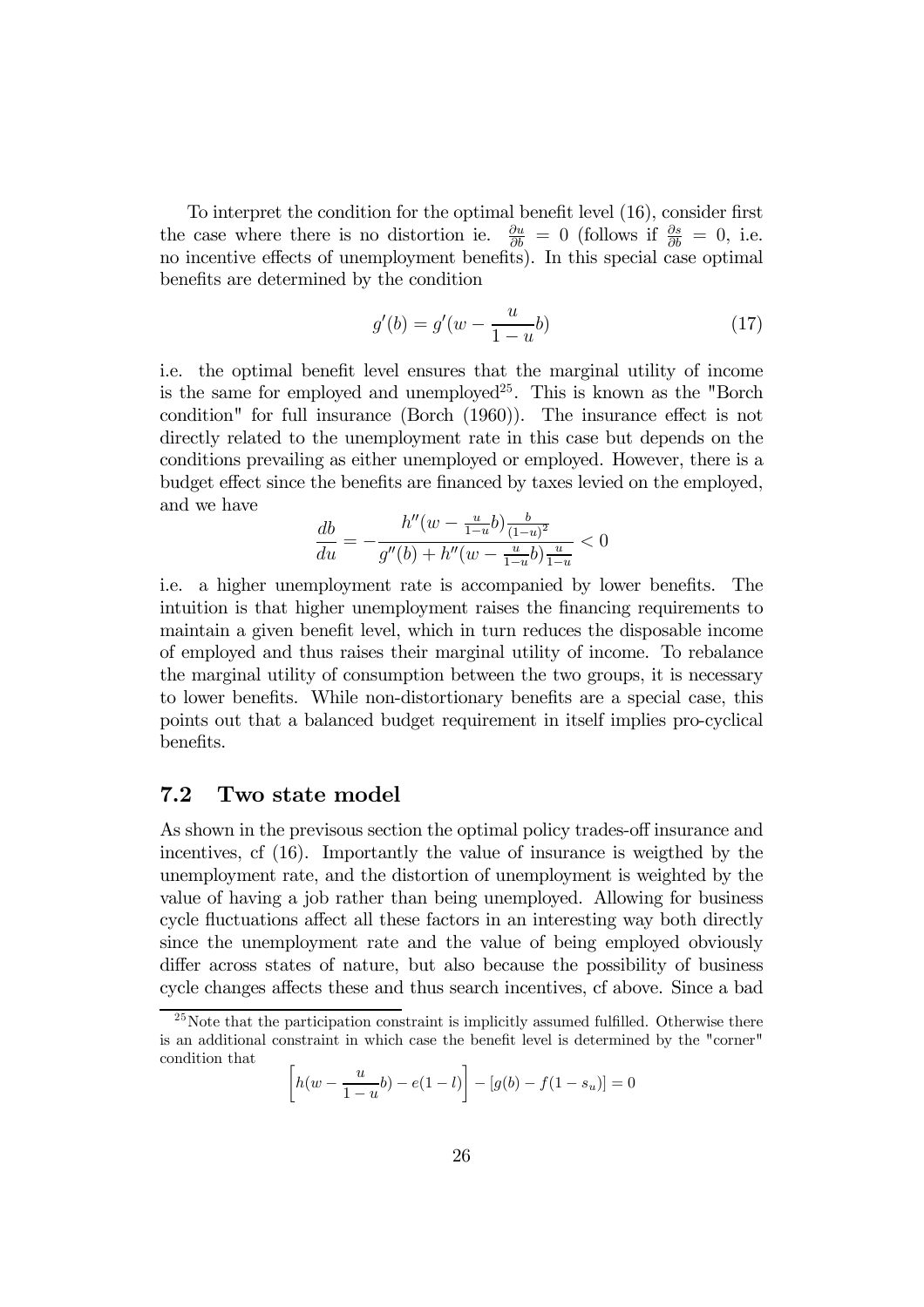To interpret the condition for the optimal benefit level (16), consider first the case where there is no distortion ie. $\frac{\partial u}{\partial b} = 0$ (follows if $\frac{\partial s}{\partial b} = 0$, i.e. no incentive effects of unemployment benefits). In this special case optimal benefits are determined by the condition

$$g'(b) = g'(w - \frac{u}{1-u}b) \tag{17}$$

i.e. the optimal benefit level ensures that the marginal utility of income is the same for employed and unemployed[25]. This is known as the "Borch condition" for full insurance (Borch (1960)). The insurance effect is not directly related to the unemployment rate in this case but depends on the conditions prevailing as either unemployed or employed. However, there is a budget effect since the benefits are financed by taxes levied on the employed, and we have

$$\frac{db}{du} = -\frac{h''(w - \frac{u}{1-u}b)\frac{b}{(1-u)^2}}{g''(b) + h''(w - \frac{u}{1-u}b)\frac{u}{1-u}} < 0$$

i.e. a higher unemployment rate is accompanied by lower benefits. The intuition is that higher unemployment raises the financing requirements to maintain a given benefit level, which in turn reduces the disposable income of employed and thus raises their marginal utility of income. To rebalance the marginal utility of consumption between the two groups, it is necessary to lower benefits. While non-distortionary benefits are a special case, this points out that a balanced budget requirement in itself implies pro-cyclical benefits.

## 7.2 Two state model

As shown in the previsous section the optimal policy trades-off insurance and incentives, cf (16). Importantly the value of insurance is weigthed by the unemployment rate, and the distortion of unemployment is weighted by the value of having a job rather than being unemployed. Allowing for business cycle fluctuations affect all these factors in an interesting way both directly since the unemployment rate and the value of being employed obviously differ across states of nature, but also because the possibility of business cycle changes affects these and thus search incentives, cf above. Since a bad

[25] Note that the participation constraint is implicitly assumed fulfilled. Otherwise there is an additional constraint in which case the benefit level is determined by the "corner" condition that

$$\left[h(w - \frac{u}{1-u}b) - e(1-l)\right] - [g(b) - f(1-s_u)] = 0$$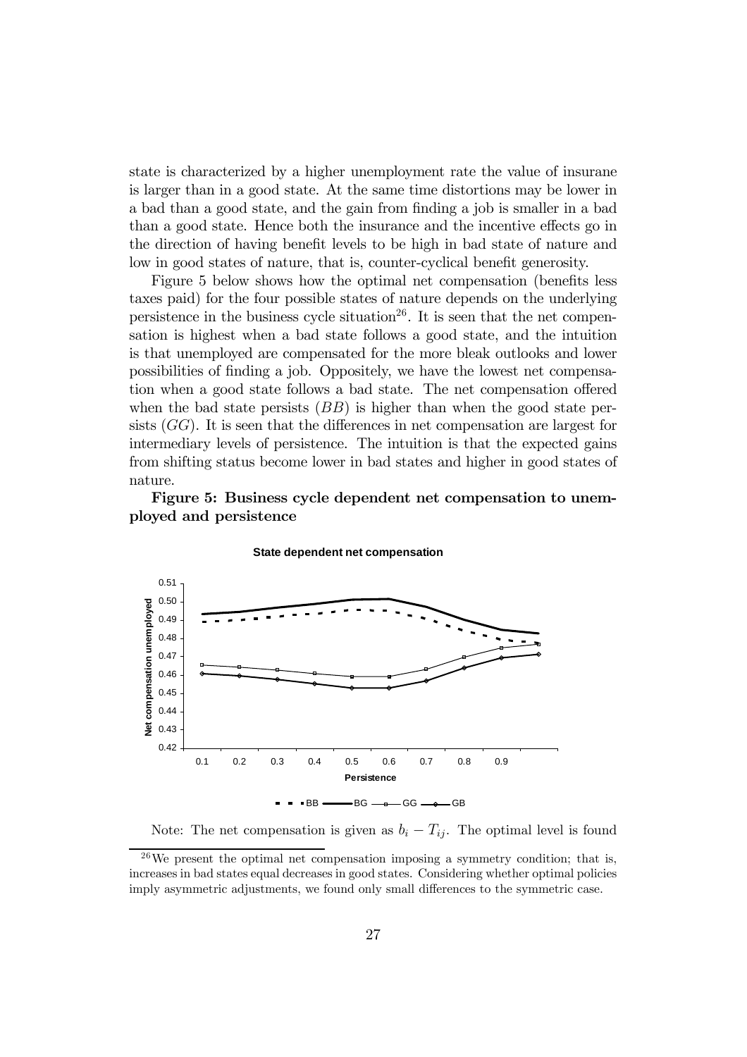state is characterized by a higher unemployment rate the value of insurane is larger than in a good state. At the same time distortions may be lower in a bad than a good state, and the gain from finding a job is smaller in a bad than a good state. Hence both the insurance and the incentive effects go in the direction of having benefit levels to be high in bad state of nature and low in good states of nature, that is, counter-cyclical benefit generosity.

Figure 5 below shows how the optimal net compensation (benefits less taxes paid) for the four possible states of nature depends on the underlying persistence in the business cycle situation[26]. It is seen that the net compensation is highest when a bad state follows a good state, and the intuition is that unemployed are compensated for the more bleak outlooks and lower possibilities of finding a job. Oppositely, we have the lowest net compensation when a good state follows a bad state. The net compensation offered when the bad state persists ($BB$) is higher than when the good state persists ($GG$). It is seen that the differences in net compensation are largest for intermediary levels of persistence. The intuition is that the expected gains from shifting status become lower in bad states and higher in good states of nature.

**Figure 5: Business cycle dependent net compensation to unemployed and persistence**

**State dependent net compensation**

Note: The net compensation is given as $b_i - T_{ij}$. The optimal level is found

[26] We present the optimal net compensation imposing a symmetry condition; that is, increases in bad states equal decreases in good states. Considering whether optimal policies imply asymmetric adjustments, we found only small differences to the symmetric case.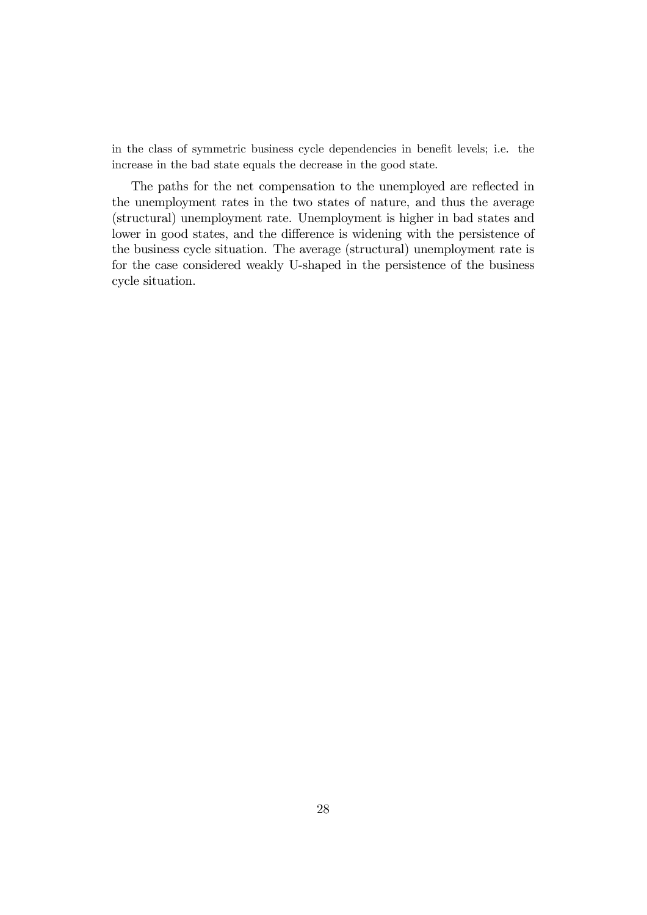in the class of symmetric business cycle dependencies in benefit levels; i.e. the increase in the bad state equals the decrease in the good state.

The paths for the net compensation to the unemployed are reflected in the unemployment rates in the two states of nature, and thus the average (structural) unemployment rate. Unemployment is higher in bad states and lower in good states, and the difference is widening with the persistence of the business cycle situation. The average (structural) unemployment rate is for the case considered weakly U-shaped in the persistence of the business cycle situation.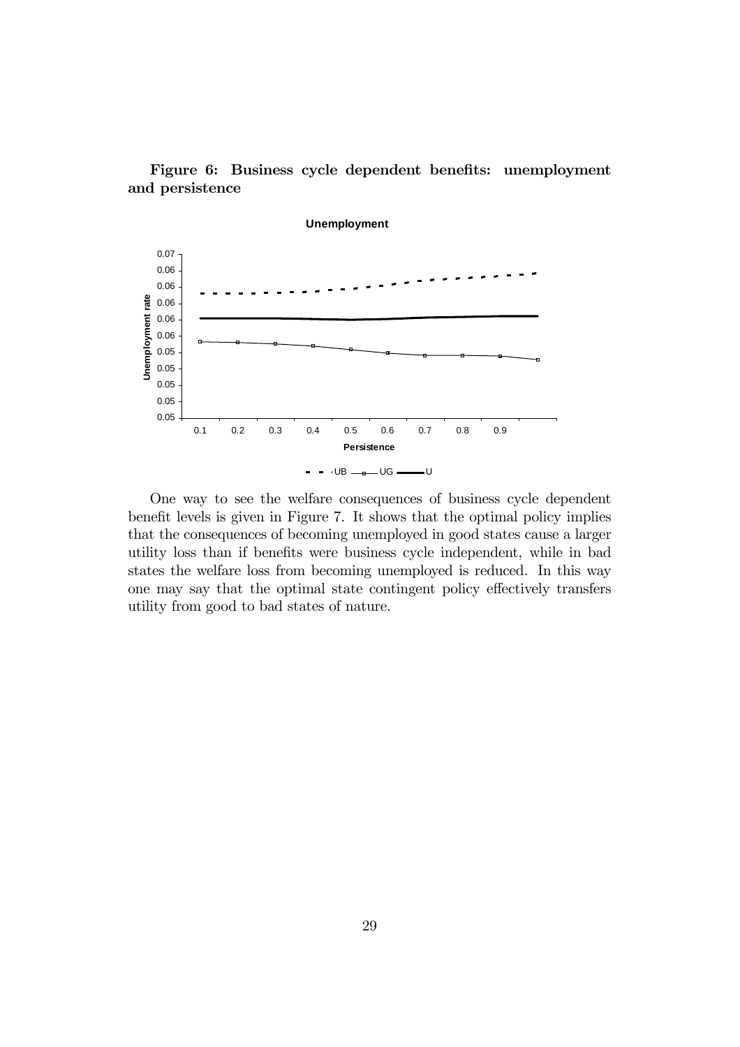**Figure 6: Business cycle dependent benefits: unemployment and persistence**

One way to see the welfare consequences of business cycle dependent benefit levels is given in Figure 7. It shows that the optimal policy implies that the consequences of becoming unemployed in good states cause a larger utility loss than if benefits were business cycle independent, while in bad states the welfare loss from becoming unemployed is reduced. In this way one may say that the optimal state contingent policy effectively transfers utility from good to bad states of nature.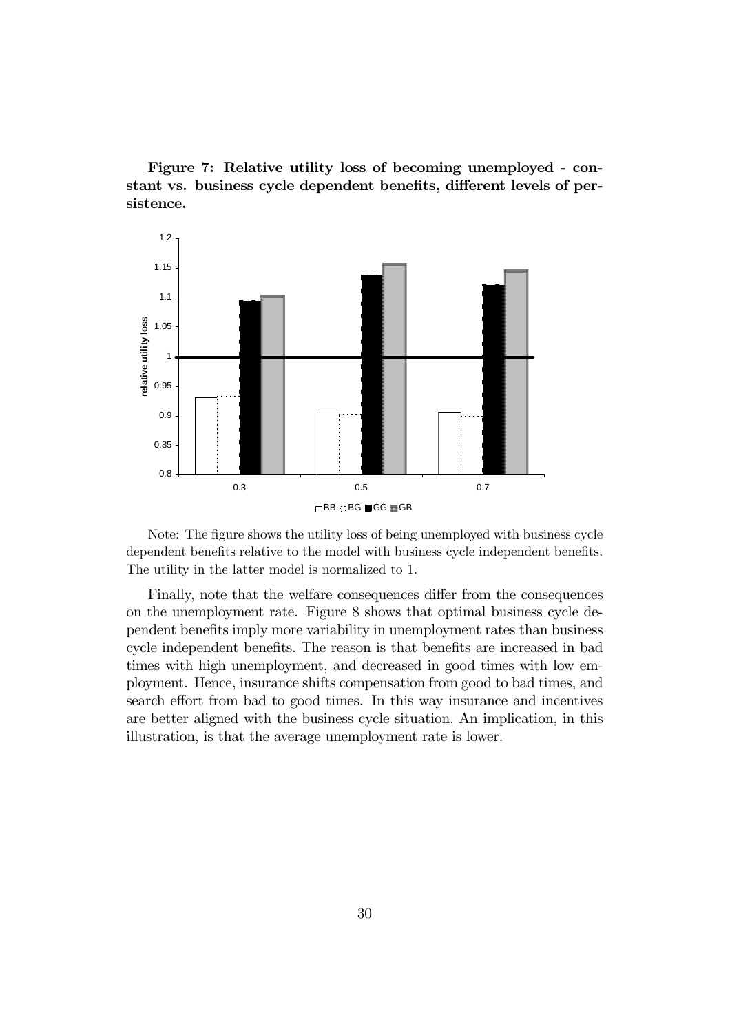**Figure 7: Relative utility loss of becoming unemployed - constant vs. business cycle dependent benefits, different levels of persistence.**

Note: The figure shows the utility loss of being unemployed with business cycle dependent benefits relative to the model with business cycle independent benefits. The utility in the latter model is normalized to 1.

Finally, note that the welfare consequences differ from the consequences on the unemployment rate. Figure 8 shows that optimal business cycle dependent benefits imply more variability in unemployment rates than business cycle independent benefits. The reason is that benefits are increased in bad times with high unemployment, and decreased in good times with low employment. Hence, insurance shifts compensation from good to bad times, and search effort from bad to good times. In this way insurance and incentives are better aligned with the business cycle situation. An implication, in this illustration, is that the average unemployment rate is lower.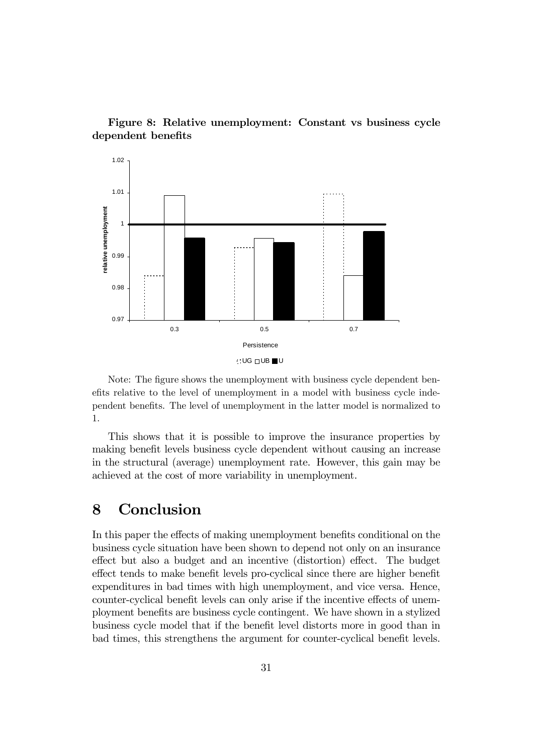**Figure 8: Relative unemployment: Constant vs business cycle dependent benefits**

Note: The figure shows the unemployment with business cycle dependent benefits relative to the level of unemployment in a model with business cycle independent benefits. The level of unemployment in the latter model is normalized to 1.

This shows that it is possible to improve the insurance properties by making benefit levels business cycle dependent without causing an increase in the structural (average) unemployment rate. However, this gain may be achieved at the cost of more variability in unemployment.

# 8 Conclusion

In this paper the effects of making unemployment benefits conditional on the business cycle situation have been shown to depend not only on an insurance effect but also a budget and an incentive (distortion) effect. The budget effect tends to make benefit levels pro-cyclical since there are higher benefit expenditures in bad times with high unemployment, and vice versa. Hence, counter-cyclical benefit levels can only arise if the incentive effects of unemployment benefits are business cycle contingent. We have shown in a stylized business cycle model that if the benefit level distorts more in good than in bad times, this strengthens the argument for counter-cyclical benefit levels.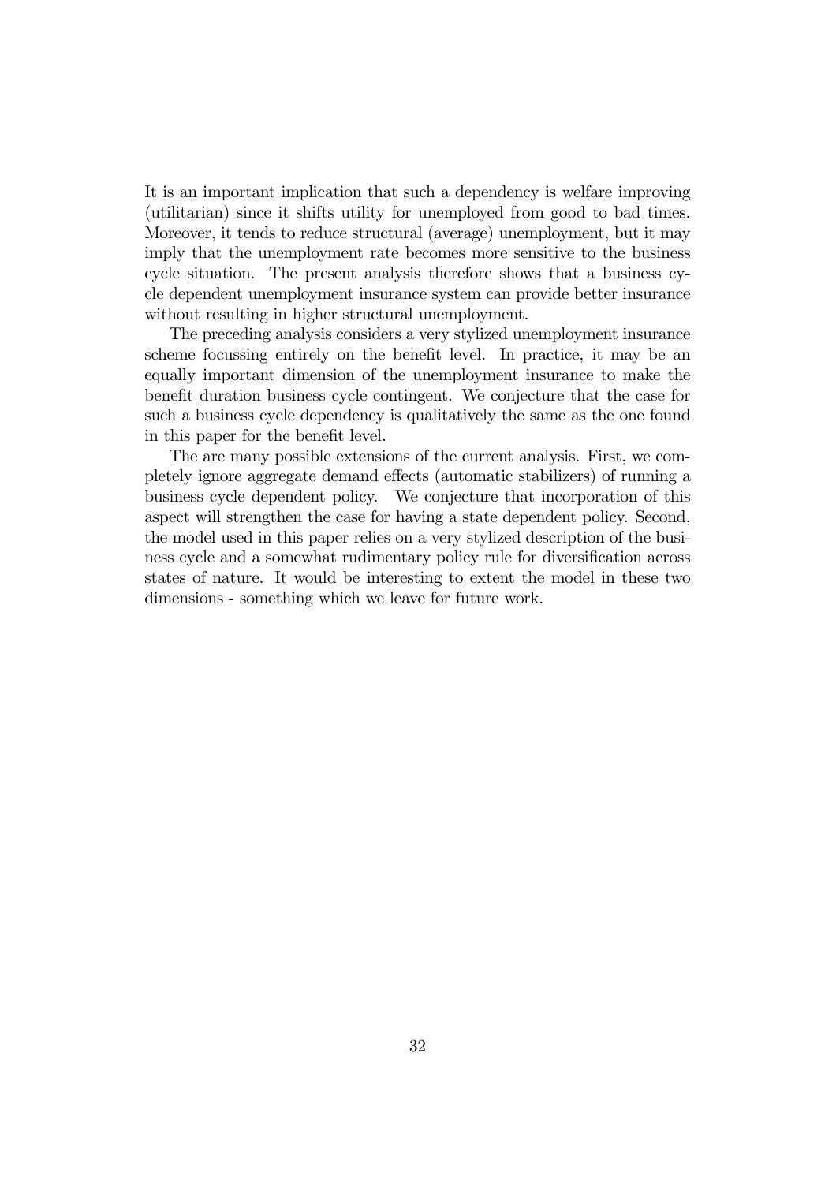It is an important implication that such a dependency is welfare improving (utilitarian) since it shifts utility for unemployed from good to bad times. Moreover, it tends to reduce structural (average) unemployment, but it may imply that the unemployment rate becomes more sensitive to the business cycle situation. The present analysis therefore shows that a business cycle dependent unemployment insurance system can provide better insurance without resulting in higher structural unemployment.

The preceding analysis considers a very stylized unemployment insurance scheme focussing entirely on the benefit level. In practice, it may be an equally important dimension of the unemployment insurance to make the benefit duration business cycle contingent. We conjecture that the case for such a business cycle dependency is qualitatively the same as the one found in this paper for the benefit level.

The are many possible extensions of the current analysis. First, we completely ignore aggregate demand effects (automatic stabilizers) of running a business cycle dependent policy. We conjecture that incorporation of this aspect will strengthen the case for having a state dependent policy. Second, the model used in this paper relies on a very stylized description of the business cycle and a somewhat rudimentary policy rule for diversification across states of nature. It would be interesting to extent the model in these two dimensions - something which we leave for future work.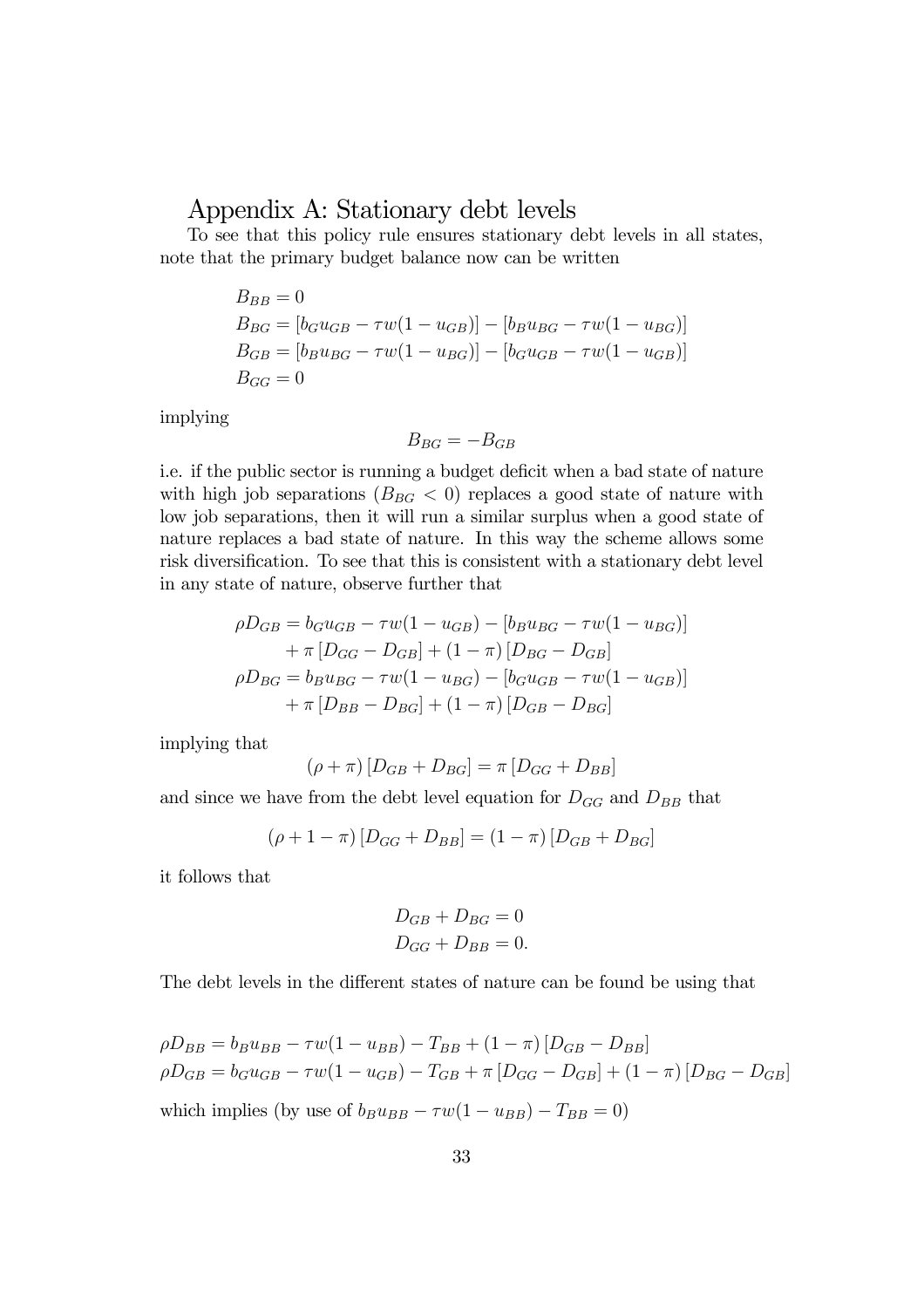# Appendix A: Stationary debt levels

To see that this policy rule ensures stationary debt levels in all states, note that the primary budget balance now can be written

$$
\begin{aligned}
&B_{BB} = 0 \\
&B_{BG} = [b_G u_{GB} - \tau w(1 - u_{GB})] - [b_B u_{BG} - \tau w(1 - u_{BG})] \\
&B_{GB} = [b_B u_{BG} - \tau w(1 - u_{BG})] - [b_G u_{GB} - \tau w(1 - u_{GB})] \\
&B_{GG} = 0
\end{aligned}
$$

implying

$$
B_{BG} = -B_{GB}
$$

i.e. if the public sector is running a budget deficit when a bad state of nature with high job separations ($B_{BG} < 0$) replaces a good state of nature with low job separations, then it will run a similar surplus when a good state of nature replaces a bad state of nature. In this way the scheme allows some risk diversification. To see that this is consistent with a stationary debt level in any state of nature, observe further that

$$
\begin{aligned}
\rho D_{GB} &= b_G u_{GB} - \tau w(1 - u_{GB}) - [b_B u_{BG} - \tau w(1 - u_{BG})] \\
&\quad + \pi [D_{GG} - D_{GB}] + (1 - \pi)[D_{BG} - D_{GB}] \\
\rho D_{BG} &= b_B u_{BG} - \tau w(1 - u_{BG}) - [b_G u_{GB} - \tau w(1 - u_{GB})] \\
&\quad + \pi [D_{BB} - D_{BG}] + (1 - \pi)[D_{GB} - D_{BG}]
\end{aligned}
$$

implying that

$$
(\rho + \pi)[D_{GB} + D_{BG}] = \pi [D_{GG} + D_{BB}]
$$

and since we have from the debt level equation for $D_{GG}$ and $D_{BB}$ that

$$
(\rho + 1 - \pi)[D_{GG} + D_{BB}] = (1 - \pi)[D_{GB} + D_{BG}]
$$

it follows that

$$
\begin{aligned}
D_{GB} + D_{BG} &= 0 \\
D_{GG} + D_{BB} &= 0.
\end{aligned}
$$

The debt levels in the different states of nature can be found be using that

$$
\begin{aligned}
\rho D_{BB} &= b_B u_{BB} - \tau w(1 - u_{BB}) - T_{BB} + (1 - \pi)[D_{GB} - D_{BB}] \\
\rho D_{GB} &= b_G u_{GB} - \tau w(1 - u_{GB}) - T_{GB} + \pi [D_{GG} - D_{GB}] + (1 - \pi)[D_{BG} - D_{GB}]
\end{aligned}
$$

which implies (by use of $b_B u_{BB} - \tau w(1 - u_{BB}) - T_{BB} = 0$)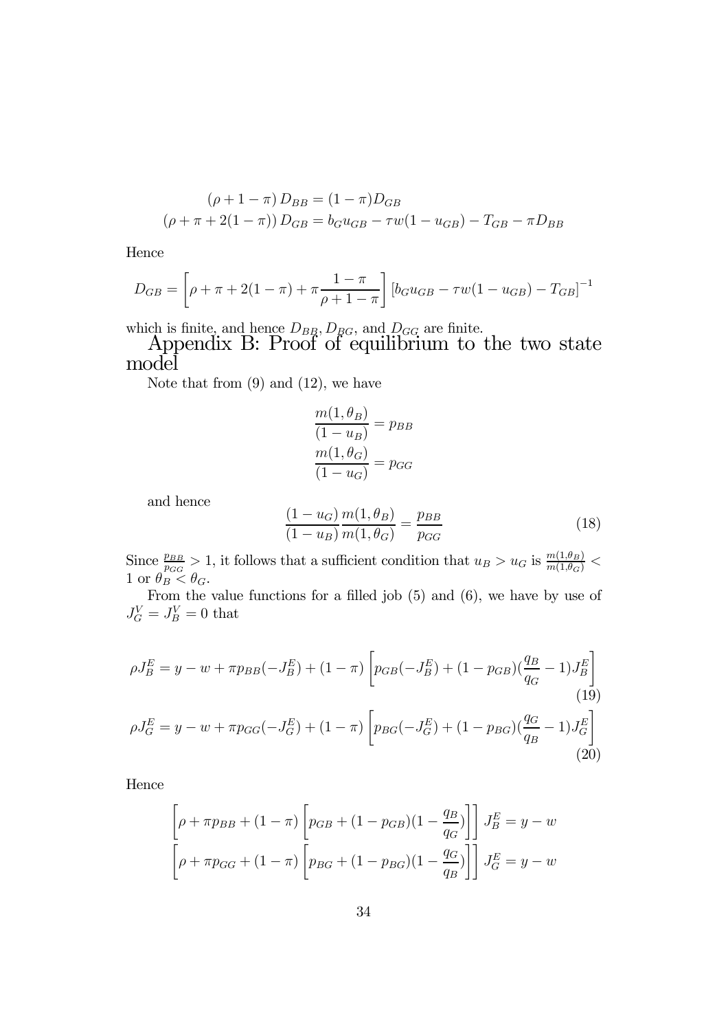$$(\rho + 1 - \pi) D_{BB} = (1 - \pi) D_{GB}$$
$$(\rho + \pi + 2(1 - \pi)) D_{GB} = b_G u_{GB} - \tau w(1 - u_{GB}) - T_{GB} - \pi D_{BB}$$

Hence

$$D_{GB} = \left[\rho + \pi + 2(1 - \pi) + \pi \frac{1 - \pi}{\rho + 1 - \pi}\right] \left[b_G u_{GB} - \tau w(1 - u_{GB}) - T_{GB}\right]^{-1}$$

which is finite, and hence $D_{BB}$, $D_{BG}$, and $D_{GG}$ are finite.

# Appendix B: Proof of equilibrium to the two state model

Note that from (9) and (12), we have

$$\frac{m(1, \theta_B)}{(1 - u_B)} = p_{BB}$$
$$\frac{m(1, \theta_G)}{(1 - u_G)} = p_{GG}$$

and hence

$$\frac{(1 - u_G)}{(1 - u_B)} \frac{m(1, \theta_B)}{m(1, \theta_G)} = \frac{p_{BB}}{p_{GG}} \tag{18}$$

Since $\frac{p_{BB}}{p_{GG}} > 1$, it follows that a sufficient condition that $u_B > u_G$ is $\frac{m(1,\theta_B)}{m(1,\theta_G)} < 1$ or $\theta_B < \theta_G$.

From the value functions for a filled job (5) and (6), we have by use of $J_G^V = J_B^V = 0$ that

$$\rho J_B^E = y - w + \pi p_{BB}(-J_B^E) + (1 - \pi)\left[p_{GB}(-J_B^E) + (1 - p_{GB})(\frac{q_B}{q_G} - 1) J_B^E\right] \tag{19}$$

$$\rho J_G^E = y - w + \pi p_{GG}(-J_G^E) + (1 - \pi)\left[p_{BG}(-J_G^E) + (1 - p_{BG})(\frac{q_G}{q_B} - 1) J_G^E\right] \tag{20}$$

Hence

$$\left[\rho + \pi p_{BB} + (1 - \pi)\left[p_{GB} + (1 - p_{GB})(1 - \frac{q_B}{q_G})\right]\right] J_B^E = y - w$$
$$\left[\rho + \pi p_{GG} + (1 - \pi)\left[p_{BG} + (1 - p_{BG})(1 - \frac{q_G}{q_B})\right]\right] J_G^E = y - w$$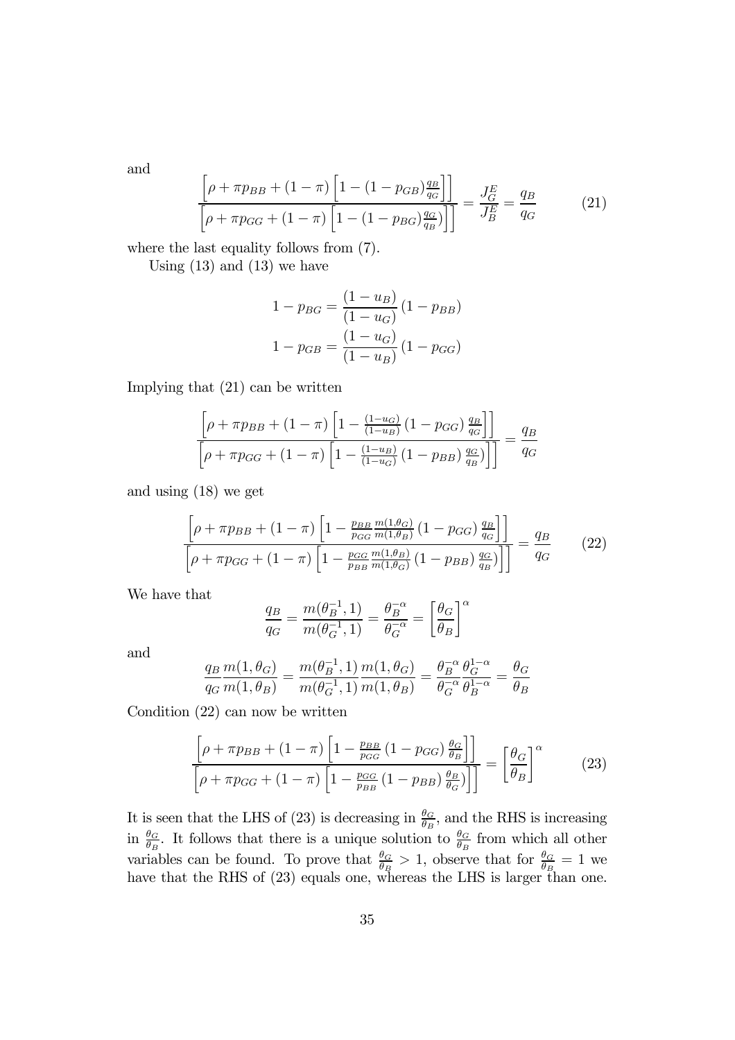and

$$\frac{\left[\rho+\pi p_{BB}+(1-\pi)\left[1-(1-p_{GB})\frac{q_B}{q_G}\right]\right]}{\left[\rho+\pi p_{GG}+(1-\pi)\left[1-(1-p_{BG})\frac{q_G}{q_B})\right]\right]}=\frac{J_G^E}{J_B^E}=\frac{q_B}{q_G} \tag{21}$$

where the last equality follows from (7).

Using (13) and (13) we have

$$1-p_{BG}=\frac{(1-u_B)}{(1-u_G)}(1-p_{BB})$$
$$1-p_{GB}=\frac{(1-u_G)}{(1-u_B)}(1-p_{GG})$$

Implying that (21) can be written

$$\frac{\left[\rho+\pi p_{BB}+(1-\pi)\left[1-\frac{(1-u_G)}{(1-u_B)}(1-p_{GG})\frac{q_B}{q_G}\right]\right]}{\left[\rho+\pi p_{GG}+(1-\pi)\left[1-\frac{(1-u_B)}{(1-u_G)}(1-p_{BB})\frac{q_G}{q_B})\right]\right]}=\frac{q_B}{q_G}$$

and using (18) we get

$$\frac{\left[\rho+\pi p_{BB}+(1-\pi)\left[1-\frac{p_{BB}}{p_{GG}}\frac{m(1,\theta_G)}{m(1,\theta_B)}(1-p_{GG})\frac{q_B}{q_G}\right]\right]}{\left[\rho+\pi p_{GG}+(1-\pi)\left[1-\frac{p_{GG}}{p_{BB}}\frac{m(1,\theta_B)}{m(1,\theta_G)}(1-p_{BB})\frac{q_G}{q_B})\right]\right]}=\frac{q_B}{q_G} \tag{22}$$

We have that

$$\frac{q_B}{q_G}=\frac{m(\theta_B^{-1},1)}{m(\theta_G^{-1},1)}=\frac{\theta_B^{-\alpha}}{\theta_G^{-\alpha}}=\left[\frac{\theta_G}{\theta_B}\right]^{\alpha}$$

and

$$\frac{q_B}{q_G}\frac{m(1,\theta_G)}{m(1,\theta_B)}=\frac{m(\theta_B^{-1},1)}{m(\theta_G^{-1},1)}\frac{m(1,\theta_G)}{m(1,\theta_B)}=\frac{\theta_B^{-\alpha}}{\theta_G^{-\alpha}}\frac{\theta_G^{1-\alpha}}{\theta_B^{1-\alpha}}=\frac{\theta_G}{\theta_B}$$

Condition (22) can now be written

$$\frac{\left[\rho+\pi p_{BB}+(1-\pi)\left[1-\frac{p_{BB}}{p_{GG}}(1-p_{GG})\frac{\theta_G}{\theta_B}\right]\right]}{\left[\rho+\pi p_{GG}+(1-\pi)\left[1-\frac{p_{GG}}{p_{BB}}(1-p_{BB})\frac{\theta_B}{\theta_G})\right]\right]}=\left[\frac{\theta_G}{\theta_B}\right]^{\alpha} \tag{23}$$

It is seen that the LHS of (23) is decreasing in $\frac{\theta_G}{\theta_B}$, and the RHS is increasing in $\frac{\theta_G}{\theta_B}$. It follows that there is a unique solution to $\frac{\theta_G}{\theta_B}$ from which all other variables can be found. To prove that $\frac{\theta_G}{\theta_B}>1$, observe that for $\frac{\theta_G}{\theta_B}=1$ we have that the RHS of (23) equals one, whereas the LHS is larger than one.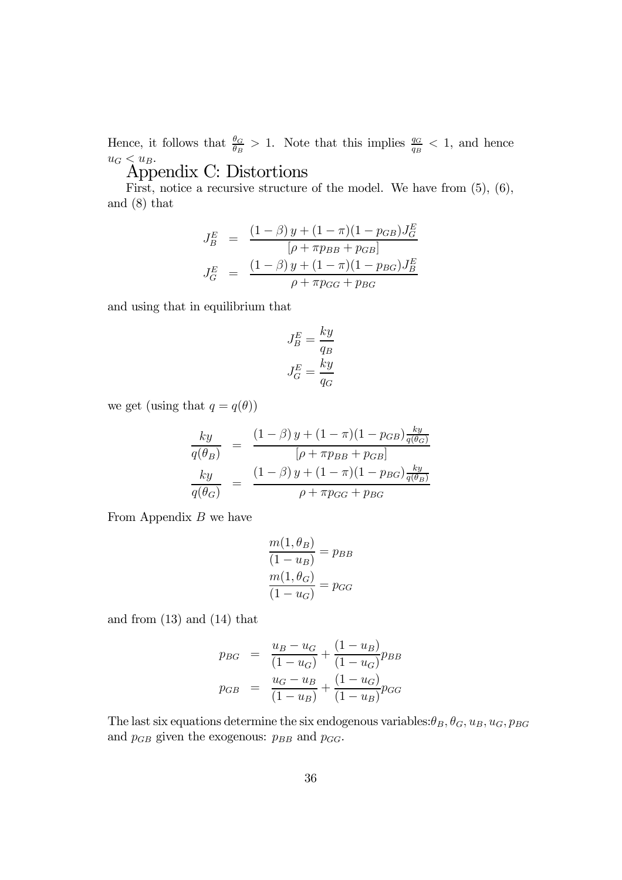Hence, it follows that $\frac{\theta_G}{\theta_B} > 1$. Note that this implies $\frac{q_G}{q_B} < 1$, and hence $u_G < u_B$.

## Appendix C: Distortions

First, notice a recursive structure of the model. We have from (5), (6), and (8) that

$$
\begin{aligned}
J_B^E &= \frac{(1-\beta)\, y + (1-\pi)(1-p_{GB}) J_G^E}{[\rho + \pi p_{BB} + p_{GB}]} \\
J_G^E &= \frac{(1-\beta)\, y + (1-\pi)(1-p_{BG}) J_B^E}{\rho + \pi p_{GG} + p_{BG}}
\end{aligned}
$$

and using that in equilibrium that

$$
J_B^E = \frac{ky}{q_B}
$$
$$
J_G^E = \frac{ky}{q_G}
$$

we get (using that $q = q(\theta)$)

$$
\begin{aligned}
\frac{ky}{q(\theta_B)} &= \frac{(1-\beta)\, y + (1-\pi)(1-p_{GB}) \frac{ky}{q(\theta_G)}}{[\rho + \pi p_{BB} + p_{GB}]} \\
\frac{ky}{q(\theta_G)} &= \frac{(1-\beta)\, y + (1-\pi)(1-p_{BG}) \frac{ky}{q(\theta_B)}}{\rho + \pi p_{GG} + p_{BG}}
\end{aligned}
$$

From Appendix $B$ we have

$$
\frac{m(1,\theta_B)}{(1-u_B)} = p_{BB}
$$
$$
\frac{m(1,\theta_G)}{(1-u_G)} = p_{GG}
$$

and from (13) and (14) that

$$
\begin{aligned}
p_{BG} &= \frac{u_B - u_G}{(1-u_G)} + \frac{(1-u_B)}{(1-u_G)} p_{BB} \\
p_{GB} &= \frac{u_G - u_B}{(1-u_B)} + \frac{(1-u_G)}{(1-u_B)} p_{GG}
\end{aligned}
$$

The last six equations determine the six endogenous variables: $\theta_B, \theta_G, u_B, u_G, p_{BG}$ and $p_{GB}$ given the exogenous: $p_{BB}$ and $p_{GG}$.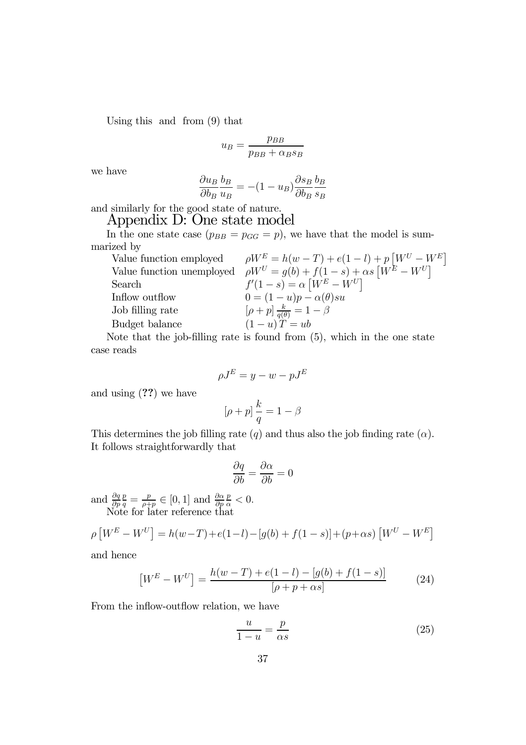Using this and from (9) that

$$u_B = \frac{p_{BB}}{p_{BB} + \alpha_B s_B}$$

we have

$$\frac{\partial u_B}{\partial b_B}\frac{b_B}{u_B} = -(1-u_B)\frac{\partial s_B}{\partial b_B}\frac{b_B}{s_B}$$

and similarly for the good state of nature.

## Appendix D: One state model

In the one state case ($p_{BB} = p_{GG} = p$), we have that the model is summarized by

| | |
|---|---|
| Value function employed | $\rho W^E = h(w-T) + e(1-l) + p\left[W^U - W^E\right]$ |
| Value function unemployed | $\rho W^U = g(b) + f(1-s) + \alpha s\left[W^E - W^U\right]$ |
| Search | $f'(1-s) = \alpha\left[W^E - W^U\right]$ |
| Inflow outflow | $0 = (1-u)p - \alpha(\theta)su$ |
| Job filling rate | $[\rho + p]\frac{k}{q(\theta)} = 1 - \beta$ |
| Budget balance | $(1-u)T = ub$ |

Note that the job-filling rate is found from (5), which in the one state case reads

$$\rho J^E = y - w - pJ^E$$

and using (**??**) we have

$$[\rho + p]\frac{k}{q} = 1 - \beta$$

This determines the job filling rate ($q$) and thus also the job finding rate ($\alpha$). It follows straightforwardly that

$$\frac{\partial q}{\partial b} = \frac{\partial \alpha}{\partial b} = 0$$

and $\frac{\partial q}{\partial p}\frac{p}{q} = \frac{p}{\rho+p} \in [0,1]$ and $\frac{\partial \alpha}{\partial p}\frac{p}{\alpha} < 0$.

Note for later reference that

$$\rho\left[W^E - W^U\right] = h(w-T) + e(1-l) - [g(b) + f(1-s)] + (p + \alpha s)\left[W^U - W^E\right]$$

and hence

$$\left[W^E - W^U\right] = \frac{h(w-T) + e(1-l) - [g(b) + f(1-s)]}{[\rho + p + \alpha s]} \tag{24}$$

From the inflow-outflow relation, we have

$$\frac{u}{1-u} = \frac{p}{\alpha s} \tag{25}$$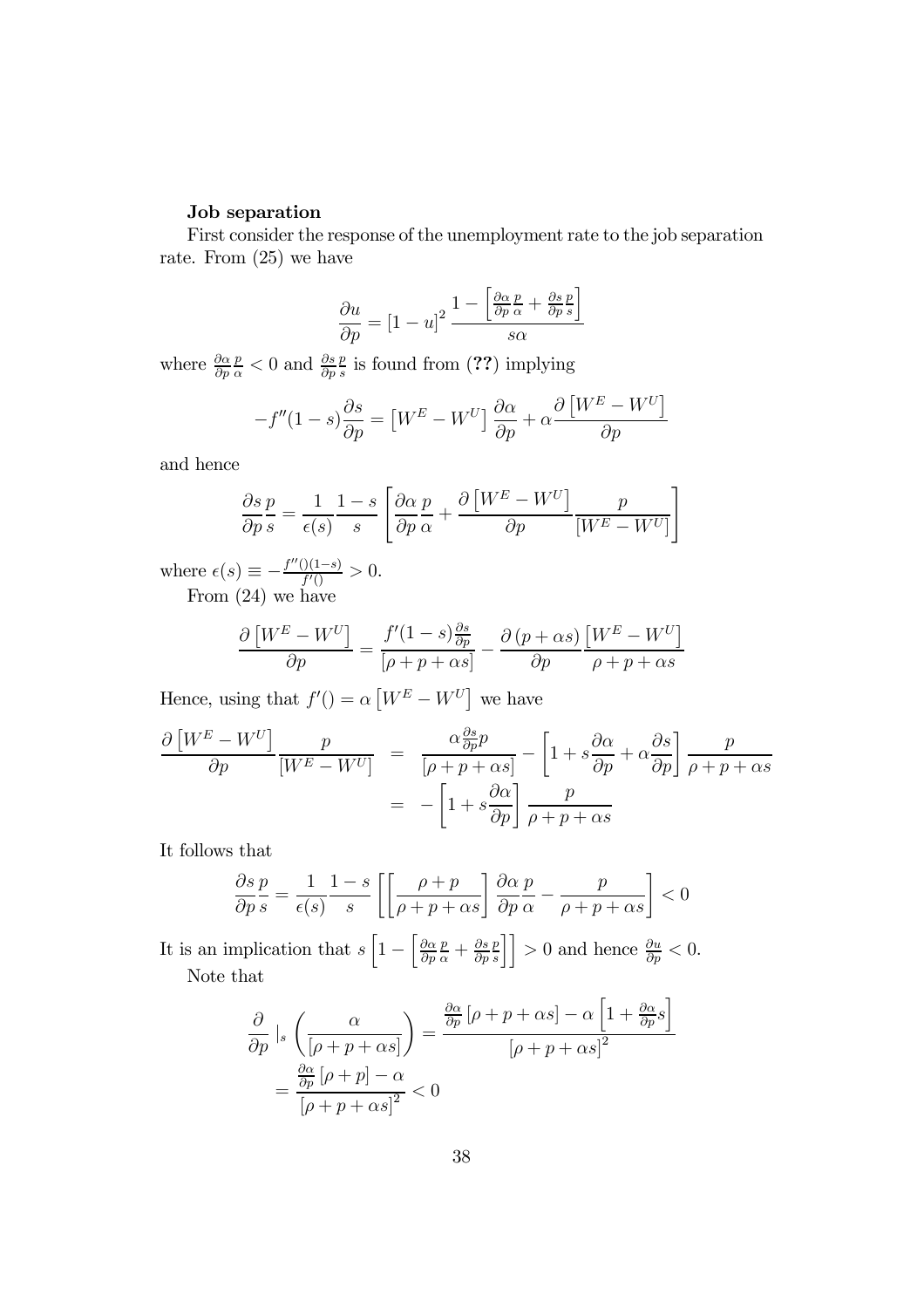**Job separation**

First consider the response of the unemployment rate to the job separation rate. From (25) we have

$$\frac{\partial u}{\partial p} = [1-u]^2 \frac{1 - \left[\frac{\partial \alpha}{\partial p}\frac{p}{\alpha} + \frac{\partial s}{\partial p}\frac{p}{s}\right]}{s\alpha}$$

where $\frac{\partial \alpha}{\partial p}\frac{p}{\alpha} < 0$ and $\frac{\partial s}{\partial p}\frac{p}{s}$ is found from (**??**) implying

$$-f''(1-s)\frac{\partial s}{\partial p} = \left[W^E - W^U\right]\frac{\partial \alpha}{\partial p} + \alpha\frac{\partial\left[W^E - W^U\right]}{\partial p}$$

and hence

$$\frac{\partial s}{\partial p}\frac{p}{s} = \frac{1}{\epsilon(s)}\frac{1-s}{s}\left[\frac{\partial \alpha}{\partial p}\frac{p}{\alpha} + \frac{\partial\left[W^E - W^U\right]}{\partial p}\frac{p}{\left[W^E - W^U\right]}\right]$$

where $\epsilon(s) \equiv -\frac{f''()(1-s)}{f'()} > 0$.

From (24) we have

$$\frac{\partial\left[W^E - W^U\right]}{\partial p} = \frac{f'(1-s)\frac{\partial s}{\partial p}}{[\rho + p + \alpha s]} - \frac{\partial\left(p + \alpha s\right)}{\partial p}\frac{\left[W^E - W^U\right]}{\rho + p + \alpha s}$$

Hence, using that $f'() = \alpha\left[W^E - W^U\right]$ we have

$$\begin{aligned}
\frac{\partial\left[W^E - W^U\right]}{\partial p}\frac{p}{\left[W^E - W^U\right]} &= \frac{\alpha\frac{\partial s}{\partial p}p}{[\rho + p + \alpha s]} - \left[1 + s\frac{\partial \alpha}{\partial p} + \alpha\frac{\partial s}{\partial p}\right]\frac{p}{\rho + p + \alpha s} \\
&= -\left[1 + s\frac{\partial \alpha}{\partial p}\right]\frac{p}{\rho + p + \alpha s}
\end{aligned}$$

It follows that

$$\frac{\partial s}{\partial p}\frac{p}{s} = \frac{1}{\epsilon(s)}\frac{1-s}{s}\left[\left[\frac{\rho + p}{\rho + p + \alpha s}\right]\frac{\partial \alpha}{\partial p}\frac{p}{\alpha} - \frac{p}{\rho + p + \alpha s}\right] < 0$$

It is an implication that $s\left[1 - \left[\frac{\partial \alpha}{\partial p}\frac{p}{\alpha} + \frac{\partial s}{\partial p}\frac{p}{s}\right]\right] > 0$ and hence $\frac{\partial u}{\partial p} < 0$.

Note that

$$\begin{aligned}
\frac{\partial}{\partial p}\mid_s\left(\frac{\alpha}{[\rho + p + \alpha s]}\right) &= \frac{\frac{\partial \alpha}{\partial p}[\rho + p + \alpha s] - \alpha\left[1 + \frac{\partial \alpha}{\partial p}s\right]}{[\rho + p + \alpha s]^2} \\
&= \frac{\frac{\partial \alpha}{\partial p}[\rho + p] - \alpha}{[\rho + p + \alpha s]^2} < 0
\end{aligned}$$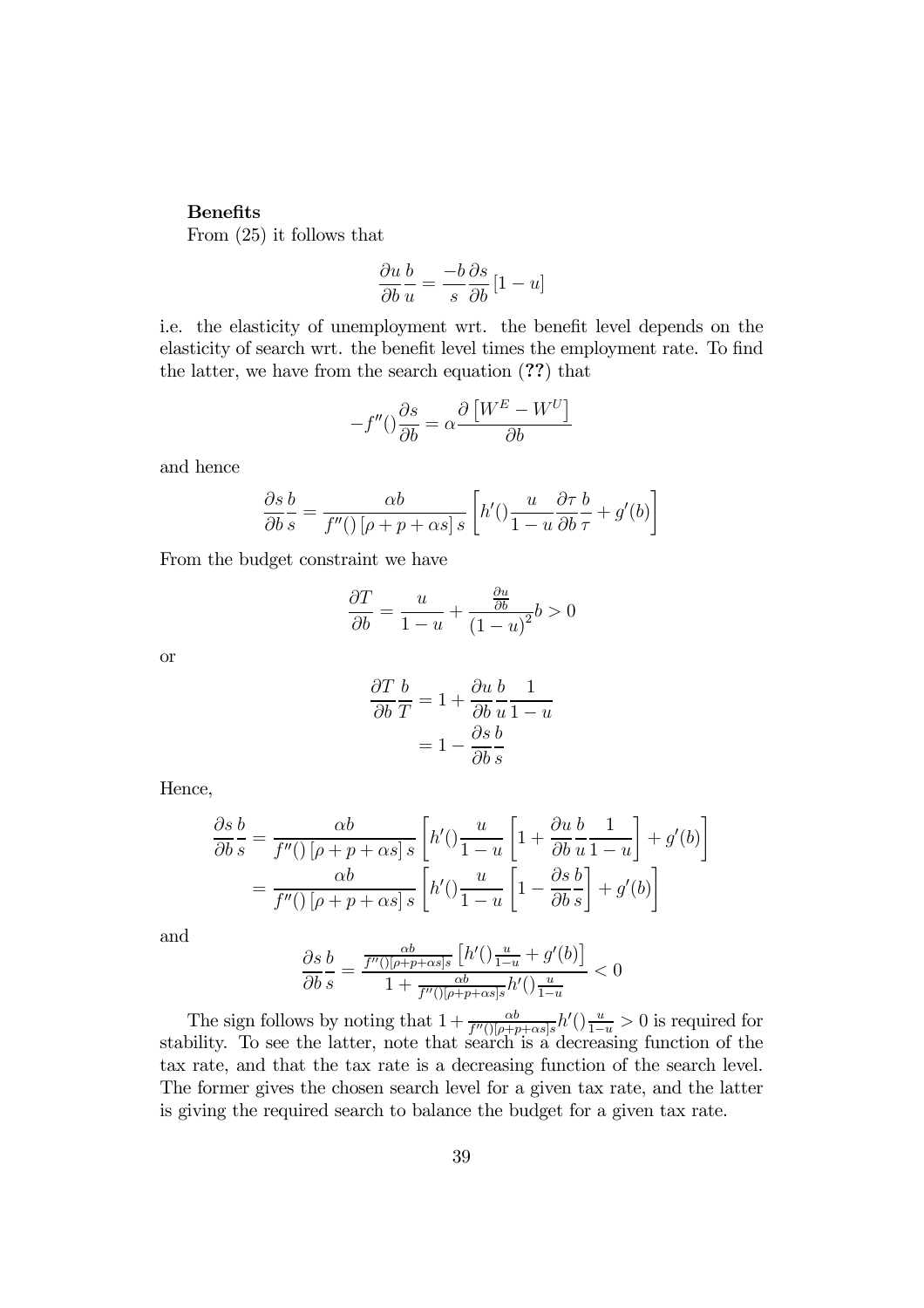**Benefits**

From (25) it follows that

$$\frac{\partial u}{\partial b}\frac{b}{u} = \frac{-b}{s}\frac{\partial s}{\partial b}\left[1-u\right]$$

i.e. the elasticity of unemployment wrt. the benefit level depends on the elasticity of search wrt. the benefit level times the employment rate. To find the latter, we have from the search equation (**??**) that

$$-f''()\frac{\partial s}{\partial b} = \alpha\frac{\partial\left[W^E - W^U\right]}{\partial b}$$

and hence

$$\frac{\partial s}{\partial b}\frac{b}{s} = \frac{\alpha b}{f''()\left[\rho + p + \alpha s\right]s}\left[h'()\frac{u}{1-u}\frac{\partial \tau}{\partial b}\frac{b}{\tau} + g'(b)\right]$$

From the budget constraint we have

$$\frac{\partial T}{\partial b} = \frac{u}{1-u} + \frac{\frac{\partial u}{\partial b}}{\left(1-u\right)^2}b > 0$$

or

$$\begin{aligned}\frac{\partial T}{\partial b}\frac{b}{T} &= 1 + \frac{\partial u}{\partial b}\frac{b}{u}\frac{1}{1-u}\\ &= 1 - \frac{\partial s}{\partial b}\frac{b}{s}\end{aligned}$$

Hence,

$$\begin{aligned}\frac{\partial s}{\partial b}\frac{b}{s} &= \frac{\alpha b}{f''()\left[\rho + p + \alpha s\right]s}\left[h'()\frac{u}{1-u}\left[1 + \frac{\partial u}{\partial b}\frac{b}{u}\frac{1}{1-u}\right] + g'(b)\right]\\ &= \frac{\alpha b}{f''()\left[\rho + p + \alpha s\right]s}\left[h'()\frac{u}{1-u}\left[1 - \frac{\partial s}{\partial b}\frac{b}{s}\right] + g'(b)\right]\end{aligned}$$

and

$$\frac{\partial s}{\partial b}\frac{b}{s} = \frac{\frac{\alpha b}{f''()[\rho+p+\alpha s]s}\left[h'()\frac{u}{1-u} + g'(b)\right]}{1 + \frac{\alpha b}{f''()[\rho+p+\alpha s]s}h'()\frac{u}{1-u}} < 0$$

The sign follows by noting that $1 + \frac{\alpha b}{f''()[\rho+p+\alpha s]s}h'()\frac{u}{1-u} > 0$ is required for stability. To see the latter, note that search is a decreasing function of the tax rate, and that the tax rate is a decreasing function of the search level. The former gives the chosen search level for a given tax rate, and the latter is giving the required search to balance the budget for a given tax rate.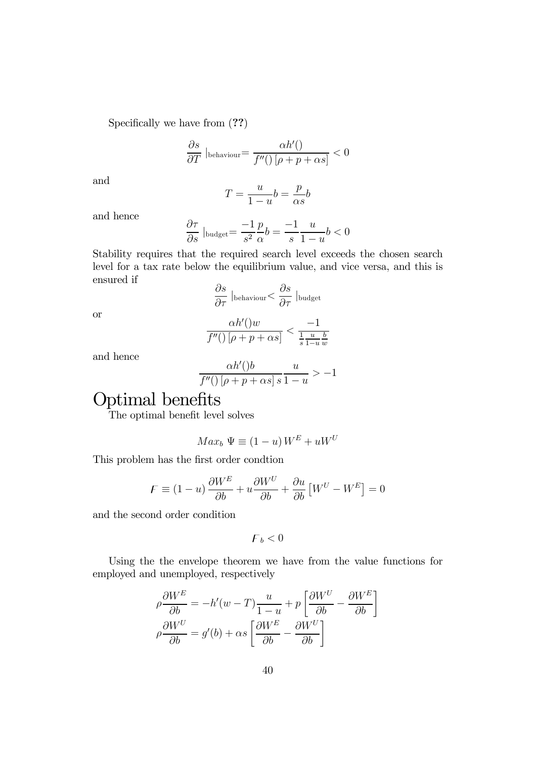Specifically we have from (**??**)

$$\frac{\partial s}{\partial T}\mid_{\text{behaviour}}=\frac{\alpha h'()}{f''()\left[\rho+p+\alpha s\right]}<0$$

and

$$T=\frac{u}{1-u}b=\frac{p}{\alpha s}b$$

and hence

$$\frac{\partial \tau}{\partial s}\mid_{\text{budget}}=\frac{-1}{s^2}\frac{p}{\alpha}b=\frac{-1}{s}\frac{u}{1-u}b<0$$

Stability requires that the required search level exceeds the chosen search level for a tax rate below the equilibrium value, and vice versa, and this is ensured if

$$\frac{\partial s}{\partial \tau}\mid_{\text{behaviour}}<\frac{\partial s}{\partial \tau}\mid_{\text{budget}}$$

or

$$\frac{\alpha h'()w}{f''()\left[\rho+p+\alpha s\right]}<\frac{-1}{\frac{1}{s}\frac{u}{1-u}\frac{b}{w}}$$

and hence

$$\frac{\alpha h'()b}{f''()\left[\rho+p+\alpha s\right]s}\frac{u}{1-u}>-1$$

# Optimal benefits

The optimal benefit level solves

$$Max_b\ \Psi\equiv(1-u)W^E+uW^U$$

This problem has the first order condtion

$$F\equiv(1-u)\frac{\partial W^E}{\partial b}+u\frac{\partial W^U}{\partial b}+\frac{\partial u}{\partial b}\left[W^U-W^E\right]=0$$

and the second order condition

$$F_b<0$$

Using the the envelope theorem we have from the value functions for employed and unemployed, respectively

$$\rho\frac{\partial W^E}{\partial b}=-h'(w-T)\frac{u}{1-u}+p\left[\frac{\partial W^U}{\partial b}-\frac{\partial W^E}{\partial b}\right]$$
$$\rho\frac{\partial W^U}{\partial b}=g'(b)+\alpha s\left[\frac{\partial W^E}{\partial b}-\frac{\partial W^U}{\partial b}\right]$$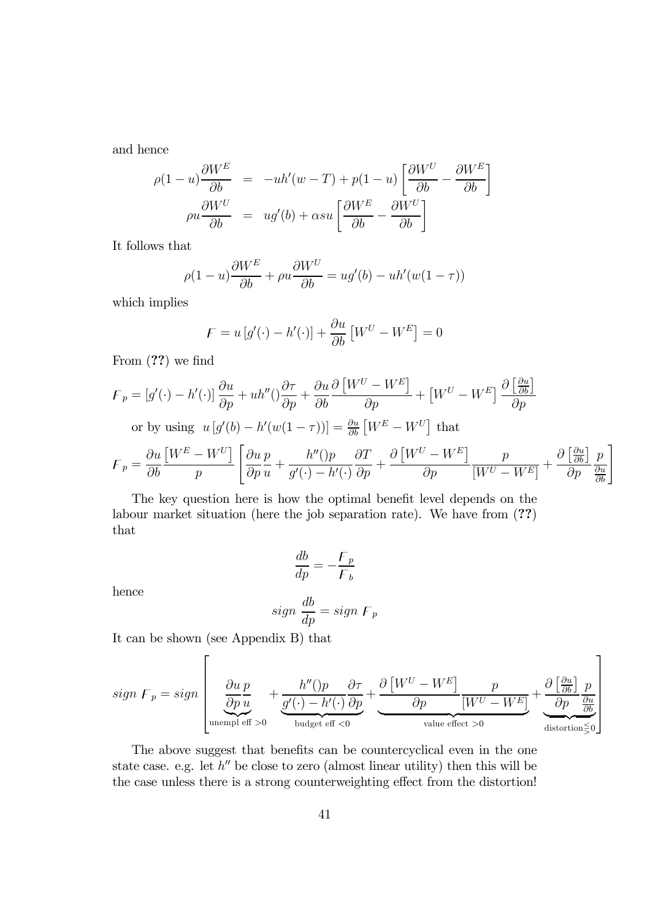and hence

$$\rho(1-u)\frac{\partial W^E}{\partial b} = -uh'(w-T) + p(1-u)\left[\frac{\partial W^U}{\partial b} - \frac{\partial W^E}{\partial b}\right]$$

$$\rho u\frac{\partial W^U}{\partial b} = ug'(b) + \alpha s u\left[\frac{\partial W^E}{\partial b} - \frac{\partial W^U}{\partial b}\right]$$

It follows that

$$\rho(1-u)\frac{\partial W^E}{\partial b} + \rho u\frac{\partial W^U}{\partial b} = ug'(b) - uh'(w(1-\tau))$$

which implies

$$F = u\left[g'(\cdot) - h'(\cdot)\right] + \frac{\partial u}{\partial b}\left[W^U - W^E\right] = 0$$

From (**??**) we find

$$F_p = \left[g'(\cdot) - h'(\cdot)\right]\frac{\partial u}{\partial p} + uh''()\frac{\partial \tau}{\partial p} + \frac{\partial u}{\partial b}\frac{\partial\left[W^U - W^E\right]}{\partial p} + \left[W^U - W^E\right]\frac{\partial\left[\frac{\partial u}{\partial b}\right]}{\partial p}$$

or by using $u\left[g'(b) - h'(w(1-\tau))\right] = \frac{\partial u}{\partial b}\left[W^E - W^U\right]$ that

$$F_p = \frac{\partial u}{\partial b}\frac{\left[W^E - W^U\right]}{p}\left[\frac{\partial u}{\partial p}\frac{p}{u} + \frac{h''()p}{g'(\cdot) - h'(\cdot)}\frac{\partial T}{\partial p} + \frac{\partial\left[W^U - W^E\right]}{\partial p}\frac{p}{\left[W^U - W^E\right]} + \frac{\partial\left[\frac{\partial u}{\partial b}\right]}{\partial p}\frac{p}{\frac{\partial u}{\partial b}}\right]$$

The key question here is how the optimal benefit level depends on the labour market situation (here the job separation rate). We have from (**??**) that

$$\frac{db}{dp} = -\frac{F_p}{F_b}$$

hence

$$sign\ \frac{db}{dp} = sign\ F_p$$

It can be shown (see Appendix B) that

$$sign\ F_p = sign\left[\underbrace{\frac{\partial u}{\partial p}\frac{p}{u}}_{\text{unempl eff }>0} + \underbrace{\frac{h''()p}{g'(\cdot) - h'(\cdot)}\frac{\partial \tau}{\partial p}}_{\text{budget eff }<0} + \underbrace{\frac{\partial\left[W^U - W^E\right]}{\partial p}\frac{p}{\left[W^U - W^E\right]}}_{\text{value effect }>0} + \underbrace{\frac{\partial\left[\frac{\partial u}{\partial b}\right]}{\partial p}\frac{p}{\frac{\partial u}{\partial b}}}_{\text{distortion}\lesseqgtr 0}\right]$$

The above suggest that benefits can be countercyclical even in the one state case. e.g. let $h''$ be close to zero (almost linear utility) then this will be the case unless there is a strong counterweighting effect from the distortion!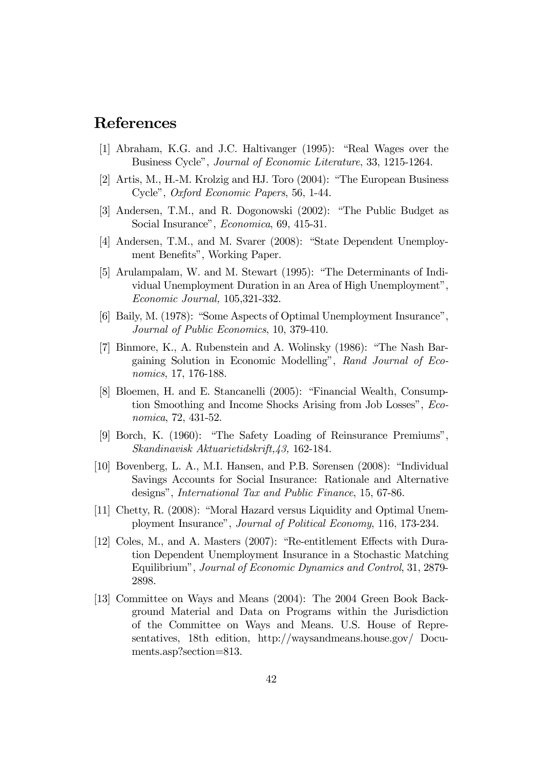## References

[1] Abraham, K.G. and J.C. Haltivanger (1995): "Real Wages over the Business Cycle", *Journal of Economic Literature*, 33, 1215-1264.

[2] Artis, M., H.-M. Krolzig and HJ. Toro (2004): "The European Business Cycle", *Oxford Economic Papers*, 56, 1-44.

[3] Andersen, T.M., and R. Dogonowski (2002): "The Public Budget as Social Insurance", *Economica*, 69, 415-31.

[4] Andersen, T.M., and M. Svarer (2008): "State Dependent Unemployment Benefits", Working Paper.

[5] Arulampalam, W. and M. Stewart (1995): "The Determinants of Individual Unemployment Duration in an Area of High Unemployment", *Economic Journal,* 105,321-332.

[6] Baily, M. (1978): "Some Aspects of Optimal Unemployment Insurance", *Journal of Public Economics*, 10, 379-410.

[7] Binmore, K., A. Rubenstein and A. Wolinsky (1986): "The Nash Bargaining Solution in Economic Modelling", *Rand Journal of Economics*, 17, 176-188.

[8] Bloemen, H. and E. Stancanelli (2005): "Financial Wealth, Consumption Smoothing and Income Shocks Arising from Job Losses", *Economica*, 72, 431-52.

[9] Borch, K. (1960): "The Safety Loading of Reinsurance Premiums", *Skandinavisk Aktuarietidskrift,43,* 162-184.

[10] Bovenberg, L. A., M.I. Hansen, and P.B. Sørensen (2008): "Individual Savings Accounts for Social Insurance: Rationale and Alternative designs", *International Tax and Public Finance*, 15, 67-86.

[11] Chetty, R. (2008): "Moral Hazard versus Liquidity and Optimal Unemployment Insurance", *Journal of Political Economy*, 116, 173-234.

[12] Coles, M., and A. Masters (2007): "Re-entitlement Effects with Duration Dependent Unemployment Insurance in a Stochastic Matching Equilibrium", *Journal of Economic Dynamics and Control*, 31, 2879-2898.

[13] Committee on Ways and Means (2004): The 2004 Green Book Background Material and Data on Programs within the Jurisdiction of the Committee on Ways and Means. U.S. House of Representatives, 18th edition, http://waysandmeans.house.gov/ Documents.asp?section=813.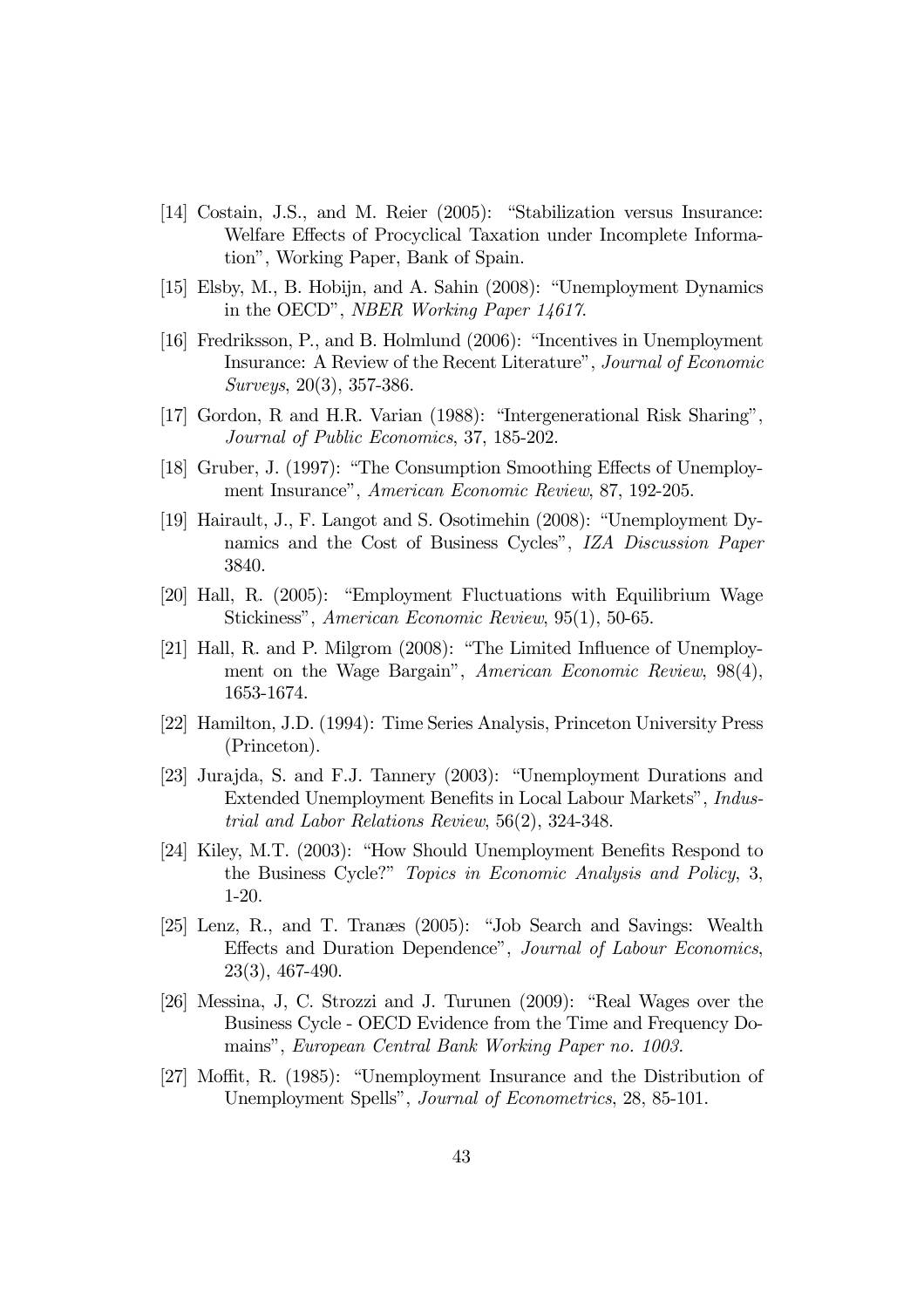[14] Costain, J.S., and M. Reier (2005): "Stabilization versus Insurance: Welfare Effects of Procyclical Taxation under Incomplete Information", Working Paper, Bank of Spain.

[15] Elsby, M., B. Hobijn, and A. Sahin (2008): "Unemployment Dynamics in the OECD", *NBER Working Paper 14617*.

[16] Fredriksson, P., and B. Holmlund (2006): "Incentives in Unemployment Insurance: A Review of the Recent Literature", *Journal of Economic Surveys*, 20(3), 357-386.

[17] Gordon, R and H.R. Varian (1988): "Intergenerational Risk Sharing", *Journal of Public Economics*, 37, 185-202.

[18] Gruber, J. (1997): "The Consumption Smoothing Effects of Unemployment Insurance", *American Economic Review*, 87, 192-205.

[19] Hairault, J., F. Langot and S. Osotimehin (2008): "Unemployment Dynamics and the Cost of Business Cycles", *IZA Discussion Paper* 3840.

[20] Hall, R. (2005): "Employment Fluctuations with Equilibrium Wage Stickiness", *American Economic Review*, 95(1), 50-65.

[21] Hall, R. and P. Milgrom (2008): "The Limited Influence of Unemployment on the Wage Bargain", *American Economic Review*, 98(4), 1653-1674.

[22] Hamilton, J.D. (1994): Time Series Analysis, Princeton University Press (Princeton).

[23] Jurajda, S. and F.J. Tannery (2003): "Unemployment Durations and Extended Unemployment Benefits in Local Labour Markets", *Industrial and Labor Relations Review*, 56(2), 324-348.

[24] Kiley, M.T. (2003): "How Should Unemployment Benefits Respond to the Business Cycle?" *Topics in Economic Analysis and Policy*, 3, 1-20.

[25] Lenz, R., and T. Tranæs (2005): "Job Search and Savings: Wealth Effects and Duration Dependence", *Journal of Labour Economics*, 23(3), 467-490.

[26] Messina, J, C. Strozzi and J. Turunen (2009): "Real Wages over the Business Cycle - OECD Evidence from the Time and Frequency Domains", *European Central Bank Working Paper no. 1003.*

[27] Moffit, R. (1985): "Unemployment Insurance and the Distribution of Unemployment Spells", *Journal of Econometrics*, 28, 85-101.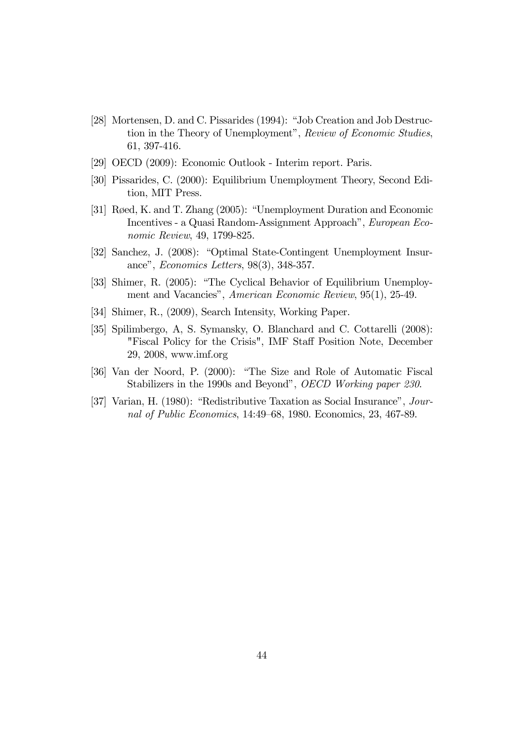[28] Mortensen, D. and C. Pissarides (1994): "Job Creation and Job Destruction in the Theory of Unemployment", *Review of Economic Studies*, 61, 397-416.

[29] OECD (2009): Economic Outlook - Interim report. Paris.

[30] Pissarides, C. (2000): Equilibrium Unemployment Theory, Second Edition, MIT Press.

[31] Røed, K. and T. Zhang (2005): "Unemployment Duration and Economic Incentives - a Quasi Random-Assignment Approach", *European Economic Review*, 49, 1799-825.

[32] Sanchez, J. (2008): "Optimal State-Contingent Unemployment Insurance", *Economics Letters*, 98(3), 348-357.

[33] Shimer, R. (2005): "The Cyclical Behavior of Equilibrium Unemployment and Vacancies", *American Economic Review*, 95(1), 25-49.

[34] Shimer, R., (2009), Search Intensity, Working Paper.

[35] Spilimbergo, A, S. Symansky, O. Blanchard and C. Cottarelli (2008): "Fiscal Policy for the Crisis", IMF Staff Position Note, December 29, 2008, www.imf.org

[36] Van der Noord, P. (2000): "The Size and Role of Automatic Fiscal Stabilizers in the 1990s and Beyond", *OECD Working paper 230.*

[37] Varian, H. (1980): "Redistributive Taxation as Social Insurance", *Journal of Public Economics*, 14:49–68, 1980. Economics, 23, 467-89.